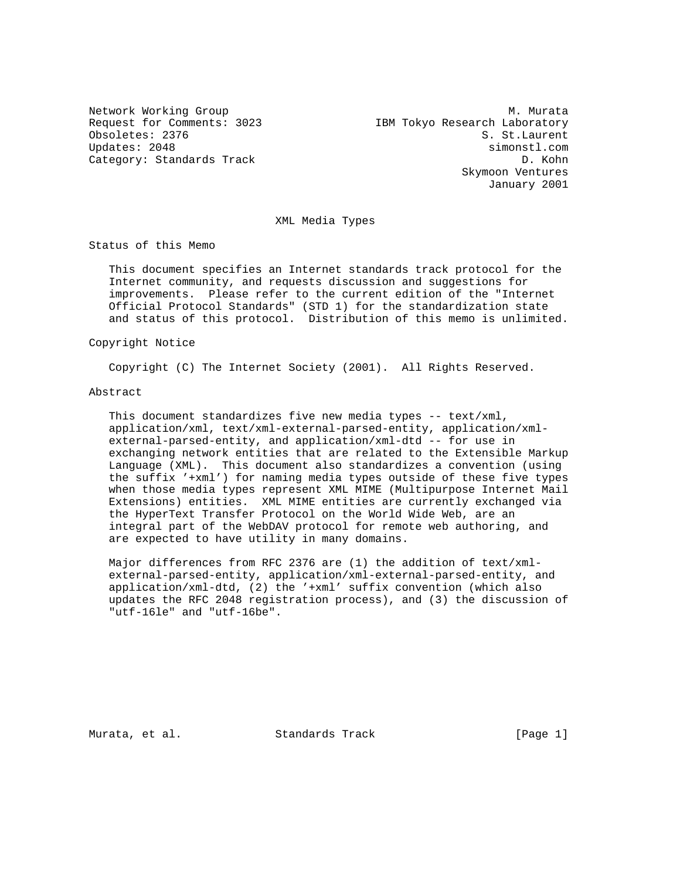Network Working Group M. Murata
Request for Comments: 3023 IBM Tokyo Research Laboratory
Obsoletes: 2376 S. St.Laurent
Updates: 2048 simonstl.com
Category: Standards Track D. Kohn
Skymoon Ventures
January 2001

# XML Media Types

## Status of this Memo

This document specifies an Internet standards track protocol for the Internet community, and requests discussion and suggestions for improvements. Please refer to the current edition of the "Internet Official Protocol Standards" (STD 1) for the standardization state and status of this protocol. Distribution of this memo is unlimited.

## Copyright Notice

Copyright (C) The Internet Society (2001). All Rights Reserved.

## Abstract

This document standardizes five new media types -- text/xml, application/xml, text/xml-external-parsed-entity, application/xml-external-parsed-entity, and application/xml-dtd -- for use in exchanging network entities that are related to the Extensible Markup Language (XML). This document also standardizes a convention (using the suffix '+xml') for naming media types outside of these five types when those media types represent XML MIME (Multipurpose Internet Mail Extensions) entities. XML MIME entities are currently exchanged via the HyperText Transfer Protocol on the World Wide Web, are an integral part of the WebDAV protocol for remote web authoring, and are expected to have utility in many domains.

Major differences from RFC 2376 are (1) the addition of text/xml-external-parsed-entity, application/xml-external-parsed-entity, and application/xml-dtd, (2) the '+xml' suffix convention (which also updates the RFC 2048 registration process), and (3) the discussion of "utf-16le" and "utf-16be".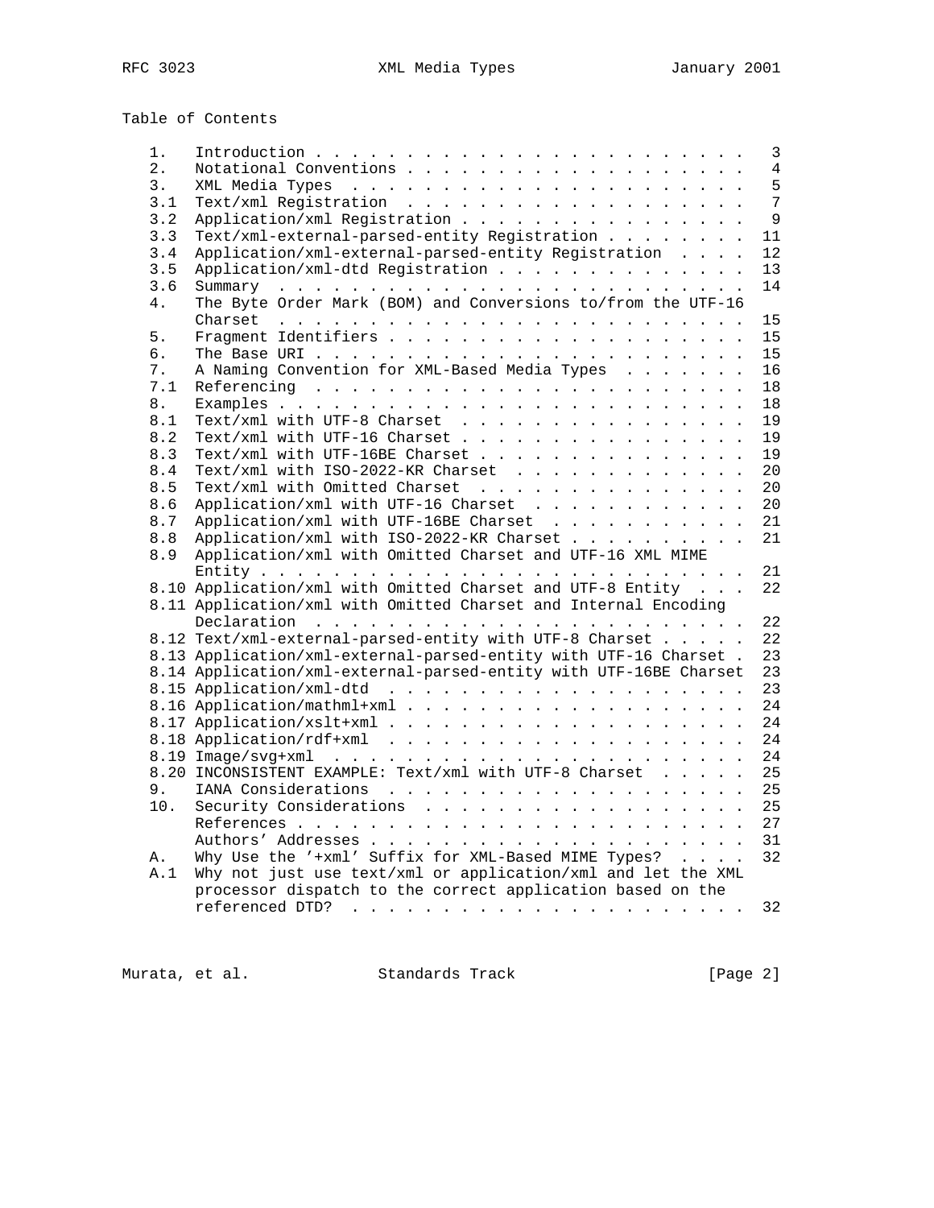Table of Contents

```
   1.   Introduction . . . . . . . . . . . . . . . . . . . . . . . .  3
   2.   Notational Conventions . . . . . . . . . . . . . . . . . . .  4
   3.   XML Media Types  . . . . . . . . . . . . . . . . . . . . . .  5
   3.1  Text/xml Registration  . . . . . . . . . . . . . . . . . . .  7
   3.2  Application/xml Registration . . . . . . . . . . . . . . . .  9
   3.3  Text/xml-external-parsed-entity Registration . . . . . . . . 11
   3.4  Application/xml-external-parsed-entity Registration  . . . . 12
   3.5  Application/xml-dtd Registration . . . . . . . . . . . . . . 13
   3.6  Summary  . . . . . . . . . . . . . . . . . . . . . . . . . . 14
   4.   The Byte Order Mark (BOM) and Conversions to/from the UTF-16
        Charset  . . . . . . . . . . . . . . . . . . . . . . . . . . 15
   5.   Fragment Identifiers . . . . . . . . . . . . . . . . . . . . 15
   6.   The Base URI . . . . . . . . . . . . . . . . . . . . . . . . 15
   7.   A Naming Convention for XML-Based Media Types  . . . . . . . 16
   7.1  Referencing  . . . . . . . . . . . . . . . . . . . . . . . . 18
   8.   Examples . . . . . . . . . . . . . . . . . . . . . . . . . . 18
   8.1  Text/xml with UTF-8 Charset  . . . . . . . . . . . . . . . . 19
   8.2  Text/xml with UTF-16 Charset . . . . . . . . . . . . . . . . 19
   8.3  Text/xml with UTF-16BE Charset . . . . . . . . . . . . . . . 19
   8.4  Text/xml with ISO-2022-KR Charset  . . . . . . . . . . . . . 20
   8.5  Text/xml with Omitted Charset  . . . . . . . . . . . . . . . 20
   8.6  Application/xml with UTF-16 Charset  . . . . . . . . . . . . 20
   8.7  Application/xml with UTF-16BE Charset  . . . . . . . . . . . 21
   8.8  Application/xml with ISO-2022-KR Charset . . . . . . . . . . 21
   8.9  Application/xml with Omitted Charset and UTF-16 XML MIME
        Entity . . . . . . . . . . . . . . . . . . . . . . . . . . . 21
   8.10 Application/xml with Omitted Charset and UTF-8 Entity  . . . 22
   8.11 Application/xml with Omitted Charset and Internal Encoding
        Declaration  . . . . . . . . . . . . . . . . . . . . . . . . 22
   8.12 Text/xml-external-parsed-entity with UTF-8 Charset . . . . . 22
   8.13 Application/xml-external-parsed-entity with UTF-16 Charset . 23
   8.14 Application/xml-external-parsed-entity with UTF-16BE Charset 23
   8.15 Application/xml-dtd  . . . . . . . . . . . . . . . . . . . . 23
   8.16 Application/mathml+xml . . . . . . . . . . . . . . . . . . . 24
   8.17 Application/xslt+xml . . . . . . . . . . . . . . . . . . . . 24
   8.18 Application/rdf+xml  . . . . . . . . . . . . . . . . . . . . 24
   8.19 Image/svg+xml  . . . . . . . . . . . . . . . . . . . . . . . 24
   8.20 INCONSISTENT EXAMPLE: Text/xml with UTF-8 Charset  . . . . . 25
   9.   IANA Considerations  . . . . . . . . . . . . . . . . . . . . 25
   10.  Security Considerations  . . . . . . . . . . . . . . . . . . 25
        References . . . . . . . . . . . . . . . . . . . . . . . . . 27
        Authors' Addresses . . . . . . . . . . . . . . . . . . . . . 31
   A.   Why Use the '+xml' Suffix for XML-Based MIME Types?  . . . . 32
   A.1  Why not just use text/xml or application/xml and let the XML
        processor dispatch to the correct application based on the
        referenced DTD?  . . . . . . . . . . . . . . . . . . . . . . 32
```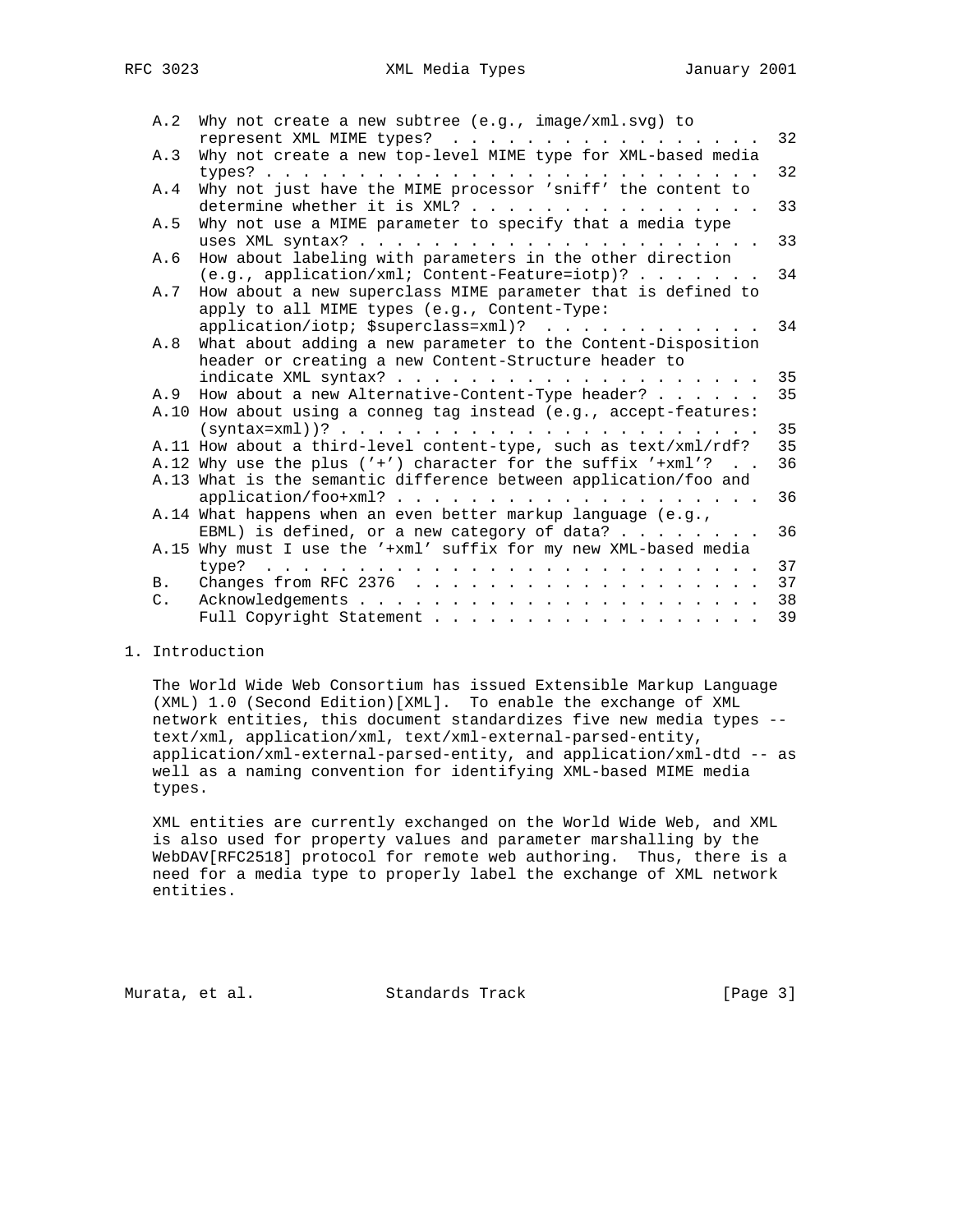A.2 Why not create a new subtree (e.g., image/xml.svg) to represent XML MIME types? . . . . . . . . . . . . . . . . . 32
A.3 Why not create a new top-level MIME type for XML-based media types? . . . . . . . . . . . . . . . . . . . . . . . . . . . . 32
A.4 Why not just have the MIME processor 'sniff' the content to determine whether it is XML? . . . . . . . . . . . . . . . . 33
A.5 Why not use a MIME parameter to specify that a media type uses XML syntax? . . . . . . . . . . . . . . . . . . . . . . . 33
A.6 How about labeling with parameters in the other direction (e.g., application/xml; Content-Feature=iotp)? . . . . . . . 34
A.7 How about a new superclass MIME parameter that is defined to apply to all MIME types (e.g., Content-Type: application/iotp; $superclass=xml)? . . . . . . . . . . . . 34
A.8 What about adding a new parameter to the Content-Disposition header or creating a new Content-Structure header to indicate XML syntax? . . . . . . . . . . . . . . . . . . . . 35
A.9 How about a new Alternative-Content-Type header? . . . . . . 35
A.10 How about using a conneg tag instead (e.g., accept-features: (syntax=xml))? . . . . . . . . . . . . . . . . . . . . . . . . 35
A.11 How about a third-level content-type, such as text/xml/rdf? 35
A.12 Why use the plus ('+') character for the suffix '+xml'? . . 36
A.13 What is the semantic difference between application/foo and application/foo+xml? . . . . . . . . . . . . . . . . . . . . 36
A.14 What happens when an even better markup language (e.g., EBML) is defined, or a new category of data? . . . . . . . . 36
A.15 Why must I use the '+xml' suffix for my new XML-based media type? . . . . . . . . . . . . . . . . . . . . . . . . . . . . 37
B. Changes from RFC 2376 . . . . . . . . . . . . . . . . . . . . 37
C. Acknowledgements . . . . . . . . . . . . . . . . . . . . . . . 38
Full Copyright Statement . . . . . . . . . . . . . . . . . . . 39

# 1. Introduction

The World Wide Web Consortium has issued Extensible Markup Language (XML) 1.0 (Second Edition)[XML]. To enable the exchange of XML network entities, this document standardizes five new media types -- text/xml, application/xml, text/xml-external-parsed-entity, application/xml-external-parsed-entity, and application/xml-dtd -- as well as a naming convention for identifying XML-based MIME media types.

XML entities are currently exchanged on the World Wide Web, and XML is also used for property values and parameter marshalling by the WebDAV[RFC2518] protocol for remote web authoring. Thus, there is a need for a media type to properly label the exchange of XML network entities.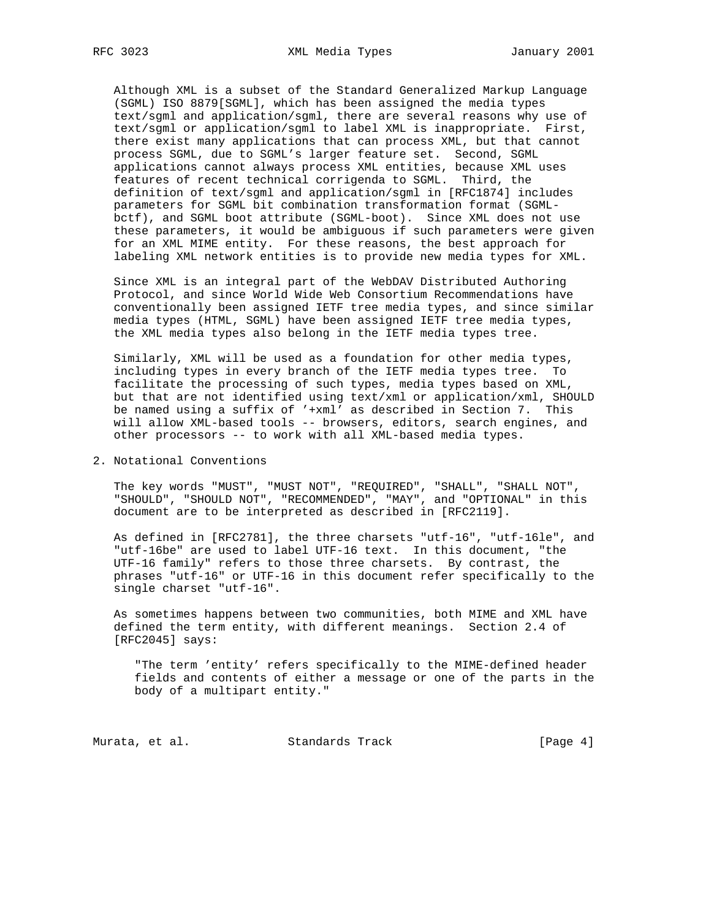Although XML is a subset of the Standard Generalized Markup Language (SGML) ISO 8879[SGML], which has been assigned the media types text/sgml and application/sgml, there are several reasons why use of text/sgml or application/sgml to label XML is inappropriate. First, there exist many applications that can process XML, but that cannot process SGML, due to SGML's larger feature set. Second, SGML applications cannot always process XML entities, because XML uses features of recent technical corrigenda to SGML. Third, the definition of text/sgml and application/sgml in [RFC1874] includes parameters for SGML bit combination transformation format (SGML-bctf), and SGML boot attribute (SGML-boot). Since XML does not use these parameters, it would be ambiguous if such parameters were given for an XML MIME entity. For these reasons, the best approach for labeling XML network entities is to provide new media types for XML.

Since XML is an integral part of the WebDAV Distributed Authoring Protocol, and since World Wide Web Consortium Recommendations have conventionally been assigned IETF tree media types, and since similar media types (HTML, SGML) have been assigned IETF tree media types, the XML media types also belong in the IETF media types tree.

Similarly, XML will be used as a foundation for other media types, including types in every branch of the IETF media types tree. To facilitate the processing of such types, media types based on XML, but that are not identified using text/xml or application/xml, SHOULD be named using a suffix of '+xml' as described in Section 7. This will allow XML-based tools -- browsers, editors, search engines, and other processors -- to work with all XML-based media types.

## 2. Notational Conventions

The key words "MUST", "MUST NOT", "REQUIRED", "SHALL", "SHALL NOT", "SHOULD", "SHOULD NOT", "RECOMMENDED", "MAY", and "OPTIONAL" in this document are to be interpreted as described in [RFC2119].

As defined in [RFC2781], the three charsets "utf-16", "utf-16le", and "utf-16be" are used to label UTF-16 text. In this document, "the UTF-16 family" refers to those three charsets. By contrast, the phrases "utf-16" or UTF-16 in this document refer specifically to the single charset "utf-16".

As sometimes happens between two communities, both MIME and XML have defined the term entity, with different meanings. Section 2.4 of [RFC2045] says:

> "The term 'entity' refers specifically to the MIME-defined header fields and contents of either a message or one of the parts in the body of a multipart entity."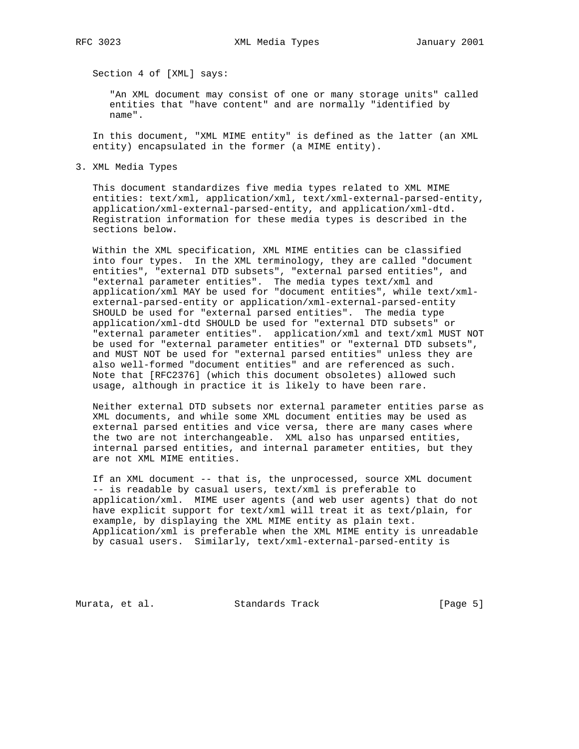Section 4 of [XML] says:

> "An XML document may consist of one or many storage units" called entities that "have content" and are normally "identified by name".

In this document, "XML MIME entity" is defined as the latter (an XML entity) encapsulated in the former (a MIME entity).

## 3. XML Media Types

This document standardizes five media types related to XML MIME entities: text/xml, application/xml, text/xml-external-parsed-entity, application/xml-external-parsed-entity, and application/xml-dtd. Registration information for these media types is described in the sections below.

Within the XML specification, XML MIME entities can be classified into four types. In the XML terminology, they are called "document entities", "external DTD subsets", "external parsed entities", and "external parameter entities". The media types text/xml and application/xml MAY be used for "document entities", while text/xml-external-parsed-entity or application/xml-external-parsed-entity SHOULD be used for "external parsed entities". The media type application/xml-dtd SHOULD be used for "external DTD subsets" or "external parameter entities". application/xml and text/xml MUST NOT be used for "external parameter entities" or "external DTD subsets", and MUST NOT be used for "external parsed entities" unless they are also well-formed "document entities" and are referenced as such. Note that [RFC2376] (which this document obsoletes) allowed such usage, although in practice it is likely to have been rare.

Neither external DTD subsets nor external parameter entities parse as XML documents, and while some XML document entities may be used as external parsed entities and vice versa, there are many cases where the two are not interchangeable. XML also has unparsed entities, internal parsed entities, and internal parameter entities, but they are not XML MIME entities.

If an XML document -- that is, the unprocessed, source XML document -- is readable by casual users, text/xml is preferable to application/xml. MIME user agents (and web user agents) that do not have explicit support for text/xml will treat it as text/plain, for example, by displaying the XML MIME entity as plain text. Application/xml is preferable when the XML MIME entity is unreadable by casual users. Similarly, text/xml-external-parsed-entity is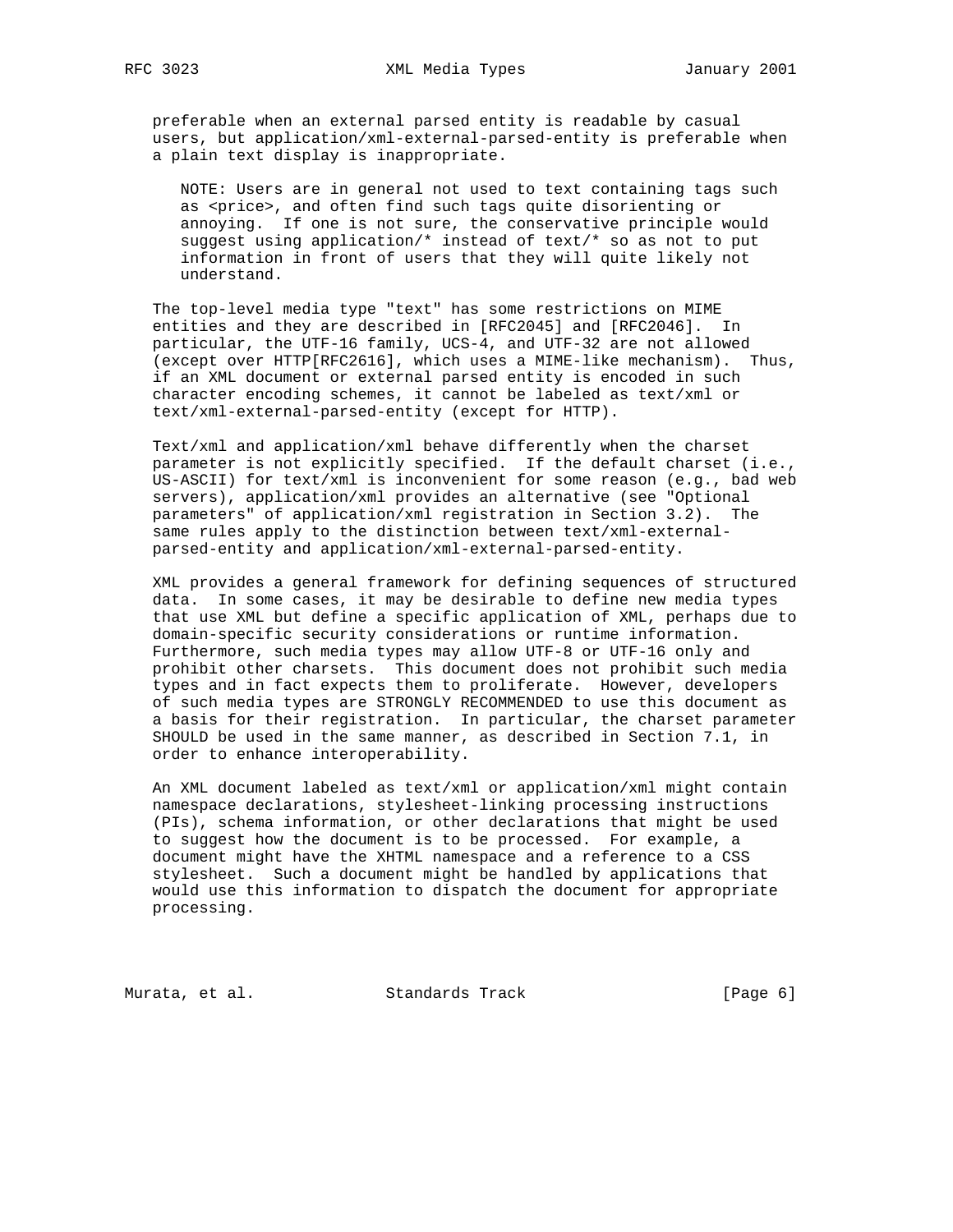preferable when an external parsed entity is readable by casual users, but application/xml-external-parsed-entity is preferable when a plain text display is inappropriate.

> NOTE: Users are in general not used to text containing tags such as <price>, and often find such tags quite disorienting or annoying. If one is not sure, the conservative principle would suggest using application/* instead of text/* so as not to put information in front of users that they will quite likely not understand.

The top-level media type "text" has some restrictions on MIME entities and they are described in [RFC2045] and [RFC2046]. In particular, the UTF-16 family, UCS-4, and UTF-32 are not allowed (except over HTTP[RFC2616], which uses a MIME-like mechanism). Thus, if an XML document or external parsed entity is encoded in such character encoding schemes, it cannot be labeled as text/xml or text/xml-external-parsed-entity (except for HTTP).

Text/xml and application/xml behave differently when the charset parameter is not explicitly specified. If the default charset (i.e., US-ASCII) for text/xml is inconvenient for some reason (e.g., bad web servers), application/xml provides an alternative (see "Optional parameters" of application/xml registration in Section 3.2). The same rules apply to the distinction between text/xml-external-parsed-entity and application/xml-external-parsed-entity.

XML provides a general framework for defining sequences of structured data. In some cases, it may be desirable to define new media types that use XML but define a specific application of XML, perhaps due to domain-specific security considerations or runtime information. Furthermore, such media types may allow UTF-8 or UTF-16 only and prohibit other charsets. This document does not prohibit such media types and in fact expects them to proliferate. However, developers of such media types are STRONGLY RECOMMENDED to use this document as a basis for their registration. In particular, the charset parameter SHOULD be used in the same manner, as described in Section 7.1, in order to enhance interoperability.

An XML document labeled as text/xml or application/xml might contain namespace declarations, stylesheet-linking processing instructions (PIs), schema information, or other declarations that might be used to suggest how the document is to be processed. For example, a document might have the XHTML namespace and a reference to a CSS stylesheet. Such a document might be handled by applications that would use this information to dispatch the document for appropriate processing.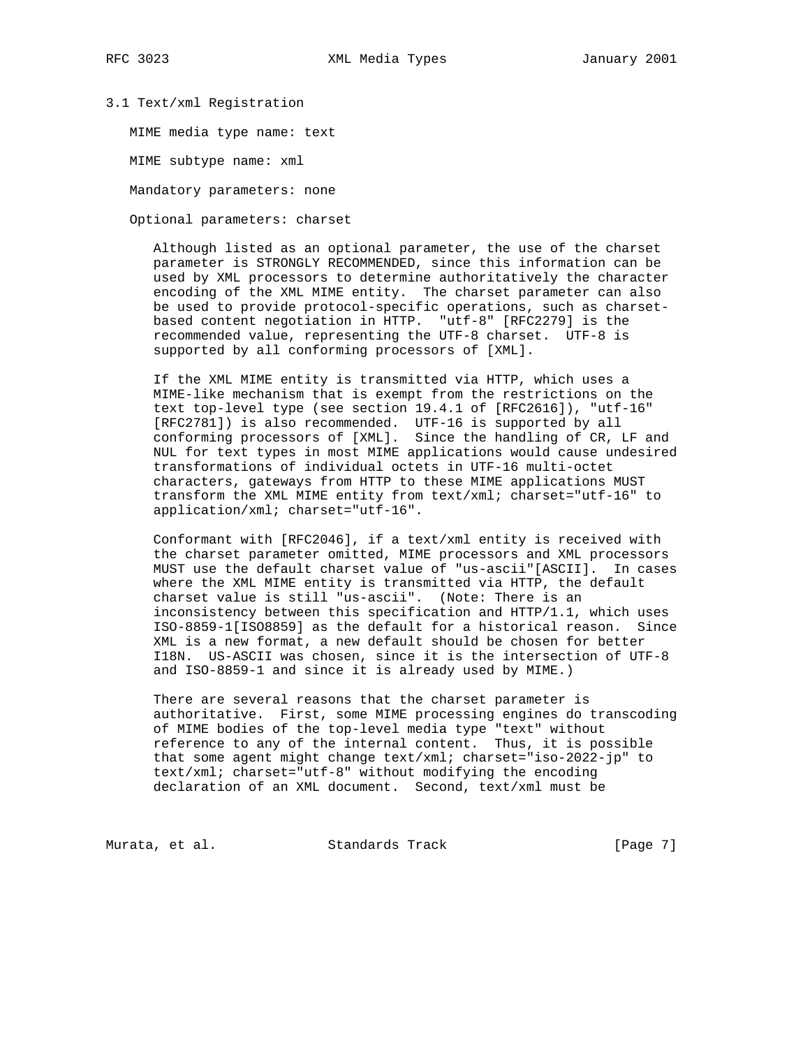### 3.1 Text/xml Registration

MIME media type name: text

MIME subtype name: xml

Mandatory parameters: none

Optional parameters: charset

Although listed as an optional parameter, the use of the charset parameter is STRONGLY RECOMMENDED, since this information can be used by XML processors to determine authoritatively the character encoding of the XML MIME entity. The charset parameter can also be used to provide protocol-specific operations, such as charset-based content negotiation in HTTP. "utf-8" [RFC2279] is the recommended value, representing the UTF-8 charset. UTF-8 is supported by all conforming processors of [XML].

If the XML MIME entity is transmitted via HTTP, which uses a MIME-like mechanism that is exempt from the restrictions on the text top-level type (see section 19.4.1 of [RFC2616]), "utf-16" [RFC2781]) is also recommended. UTF-16 is supported by all conforming processors of [XML]. Since the handling of CR, LF and NUL for text types in most MIME applications would cause undesired transformations of individual octets in UTF-16 multi-octet characters, gateways from HTTP to these MIME applications MUST transform the XML MIME entity from text/xml; charset="utf-16" to application/xml; charset="utf-16".

Conformant with [RFC2046], if a text/xml entity is received with the charset parameter omitted, MIME processors and XML processors MUST use the default charset value of "us-ascii"[ASCII]. In cases where the XML MIME entity is transmitted via HTTP, the default charset value is still "us-ascii". (Note: There is an inconsistency between this specification and HTTP/1.1, which uses ISO-8859-1[ISO8859] as the default for a historical reason. Since XML is a new format, a new default should be chosen for better I18N. US-ASCII was chosen, since it is the intersection of UTF-8 and ISO-8859-1 and since it is already used by MIME.)

There are several reasons that the charset parameter is authoritative. First, some MIME processing engines do transcoding of MIME bodies of the top-level media type "text" without reference to any of the internal content. Thus, it is possible that some agent might change text/xml; charset="iso-2022-jp" to text/xml; charset="utf-8" without modifying the encoding declaration of an XML document. Second, text/xml must be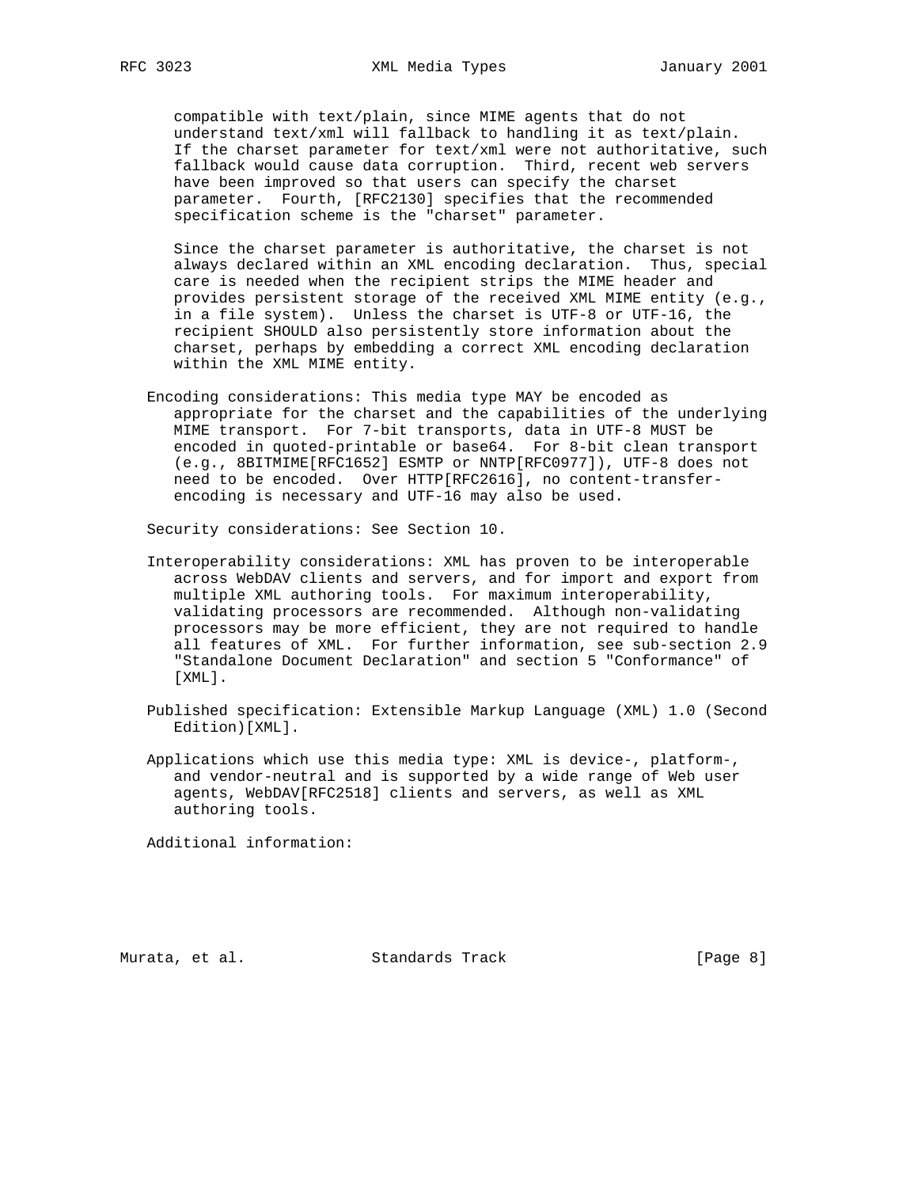compatible with text/plain, since MIME agents that do not understand text/xml will fallback to handling it as text/plain. If the charset parameter for text/xml were not authoritative, such fallback would cause data corruption. Third, recent web servers have been improved so that users can specify the charset parameter. Fourth, [RFC2130] specifies that the recommended specification scheme is the "charset" parameter.

Since the charset parameter is authoritative, the charset is not always declared within an XML encoding declaration. Thus, special care is needed when the recipient strips the MIME header and provides persistent storage of the received XML MIME entity (e.g., in a file system). Unless the charset is UTF-8 or UTF-16, the recipient SHOULD also persistently store information about the charset, perhaps by embedding a correct XML encoding declaration within the XML MIME entity.

Encoding considerations: This media type MAY be encoded as appropriate for the charset and the capabilities of the underlying MIME transport. For 7-bit transports, data in UTF-8 MUST be encoded in quoted-printable or base64. For 8-bit clean transport (e.g., 8BITMIME[RFC1652] ESMTP or NNTP[RFC0977]), UTF-8 does not need to be encoded. Over HTTP[RFC2616], no content-transfer-encoding is necessary and UTF-16 may also be used.

Security considerations: See Section 10.

Interoperability considerations: XML has proven to be interoperable across WebDAV clients and servers, and for import and export from multiple XML authoring tools. For maximum interoperability, validating processors are recommended. Although non-validating processors may be more efficient, they are not required to handle all features of XML. For further information, see sub-section 2.9 "Standalone Document Declaration" and section 5 "Conformance" of [XML].

Published specification: Extensible Markup Language (XML) 1.0 (Second Edition)[XML].

Applications which use this media type: XML is device-, platform-, and vendor-neutral and is supported by a wide range of Web user agents, WebDAV[RFC2518] clients and servers, as well as XML authoring tools.

Additional information: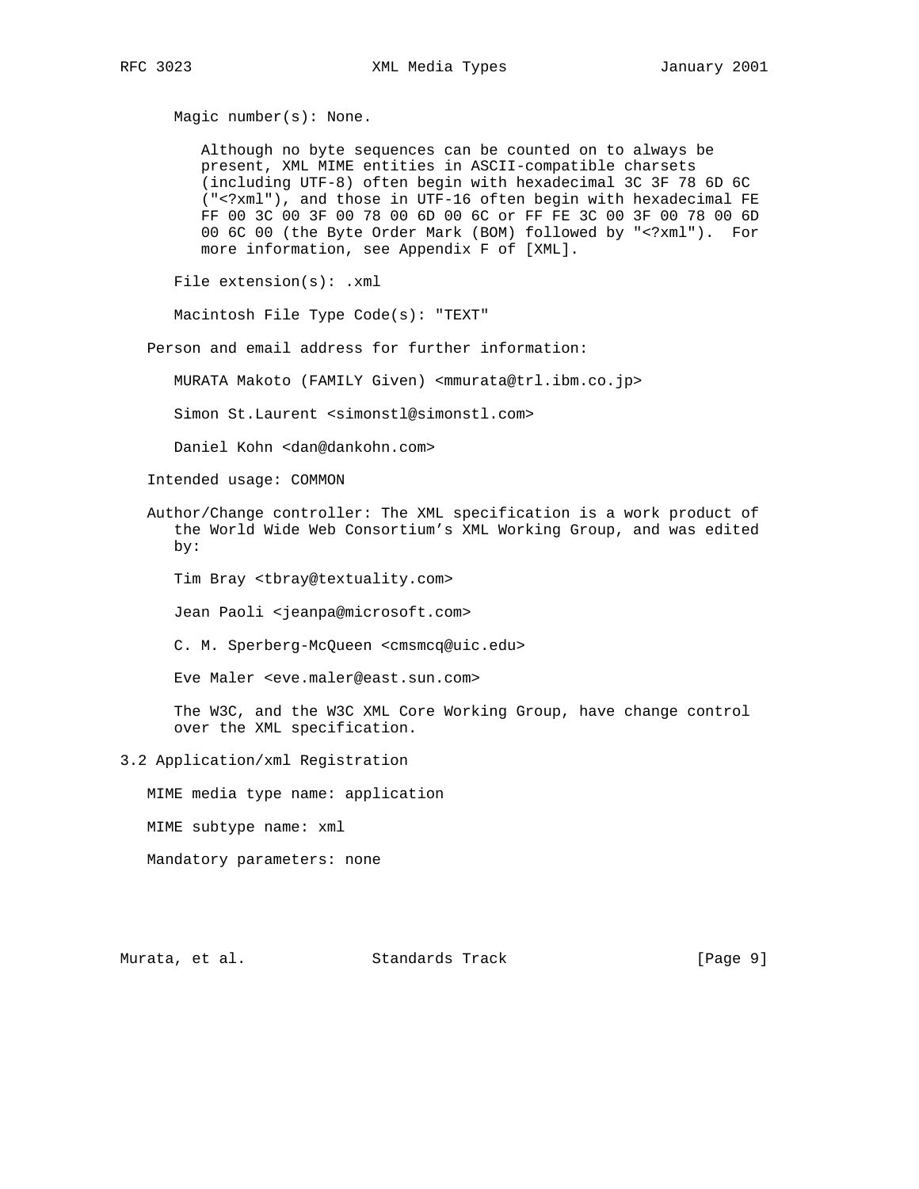Magic number(s): None.

Although no byte sequences can be counted on to always be present, XML MIME entities in ASCII-compatible charsets (including UTF-8) often begin with hexadecimal 3C 3F 78 6D 6C ("<?xml"), and those in UTF-16 often begin with hexadecimal FE FF 00 3C 00 3F 00 78 00 6D 00 6C or FF FE 3C 00 3F 00 78 00 6D 00 6C 00 (the Byte Order Mark (BOM) followed by "<?xml"). For more information, see Appendix F of [XML].

File extension(s): .xml

Macintosh File Type Code(s): "TEXT"

Person and email address for further information:

MURATA Makoto (FAMILY Given) <mmurata@trl.ibm.co.jp>

Simon St.Laurent <simonstl@simonstl.com>

Daniel Kohn <dan@dankohn.com>

Intended usage: COMMON

Author/Change controller: The XML specification is a work product of the World Wide Web Consortium’s XML Working Group, and was edited by:

Tim Bray <tbray@textuality.com>

Jean Paoli <jeanpa@microsoft.com>

C. M. Sperberg-McQueen <cmsmcq@uic.edu>

Eve Maler <eve.maler@east.sun.com>

The W3C, and the W3C XML Core Working Group, have change control over the XML specification.

## 3.2 Application/xml Registration

MIME media type name: application

MIME subtype name: xml

Mandatory parameters: none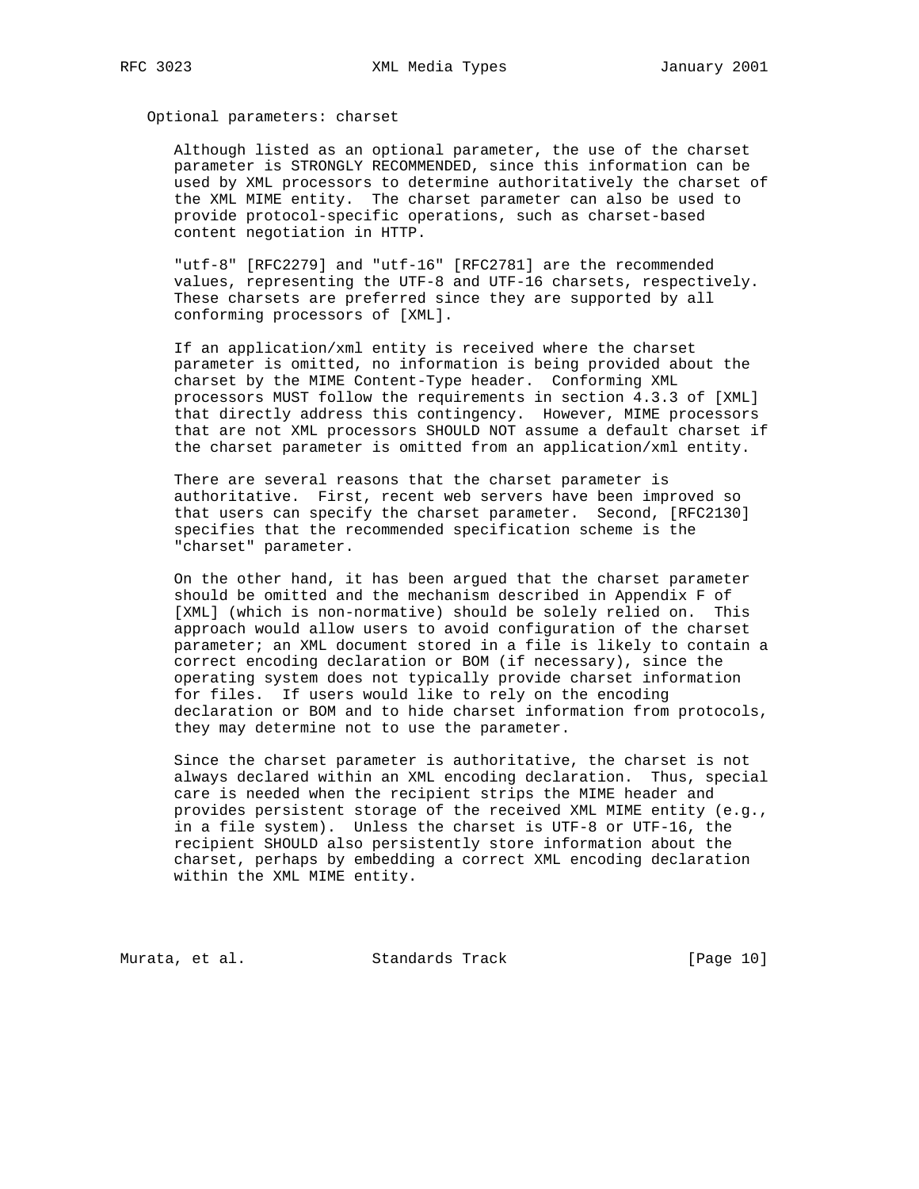Optional parameters: charset

Although listed as an optional parameter, the use of the charset parameter is STRONGLY RECOMMENDED, since this information can be used by XML processors to determine authoritatively the charset of the XML MIME entity. The charset parameter can also be used to provide protocol-specific operations, such as charset-based content negotiation in HTTP.

"utf-8" [RFC2279] and "utf-16" [RFC2781] are the recommended values, representing the UTF-8 and UTF-16 charsets, respectively. These charsets are preferred since they are supported by all conforming processors of [XML].

If an application/xml entity is received where the charset parameter is omitted, no information is being provided about the charset by the MIME Content-Type header. Conforming XML processors MUST follow the requirements in section 4.3.3 of [XML] that directly address this contingency. However, MIME processors that are not XML processors SHOULD NOT assume a default charset if the charset parameter is omitted from an application/xml entity.

There are several reasons that the charset parameter is authoritative. First, recent web servers have been improved so that users can specify the charset parameter. Second, [RFC2130] specifies that the recommended specification scheme is the "charset" parameter.

On the other hand, it has been argued that the charset parameter should be omitted and the mechanism described in Appendix F of [XML] (which is non-normative) should be solely relied on. This approach would allow users to avoid configuration of the charset parameter; an XML document stored in a file is likely to contain a correct encoding declaration or BOM (if necessary), since the operating system does not typically provide charset information for files. If users would like to rely on the encoding declaration or BOM and to hide charset information from protocols, they may determine not to use the parameter.

Since the charset parameter is authoritative, the charset is not always declared within an XML encoding declaration. Thus, special care is needed when the recipient strips the MIME header and provides persistent storage of the received XML MIME entity (e.g., in a file system). Unless the charset is UTF-8 or UTF-16, the recipient SHOULD also persistently store information about the charset, perhaps by embedding a correct XML encoding declaration within the XML MIME entity.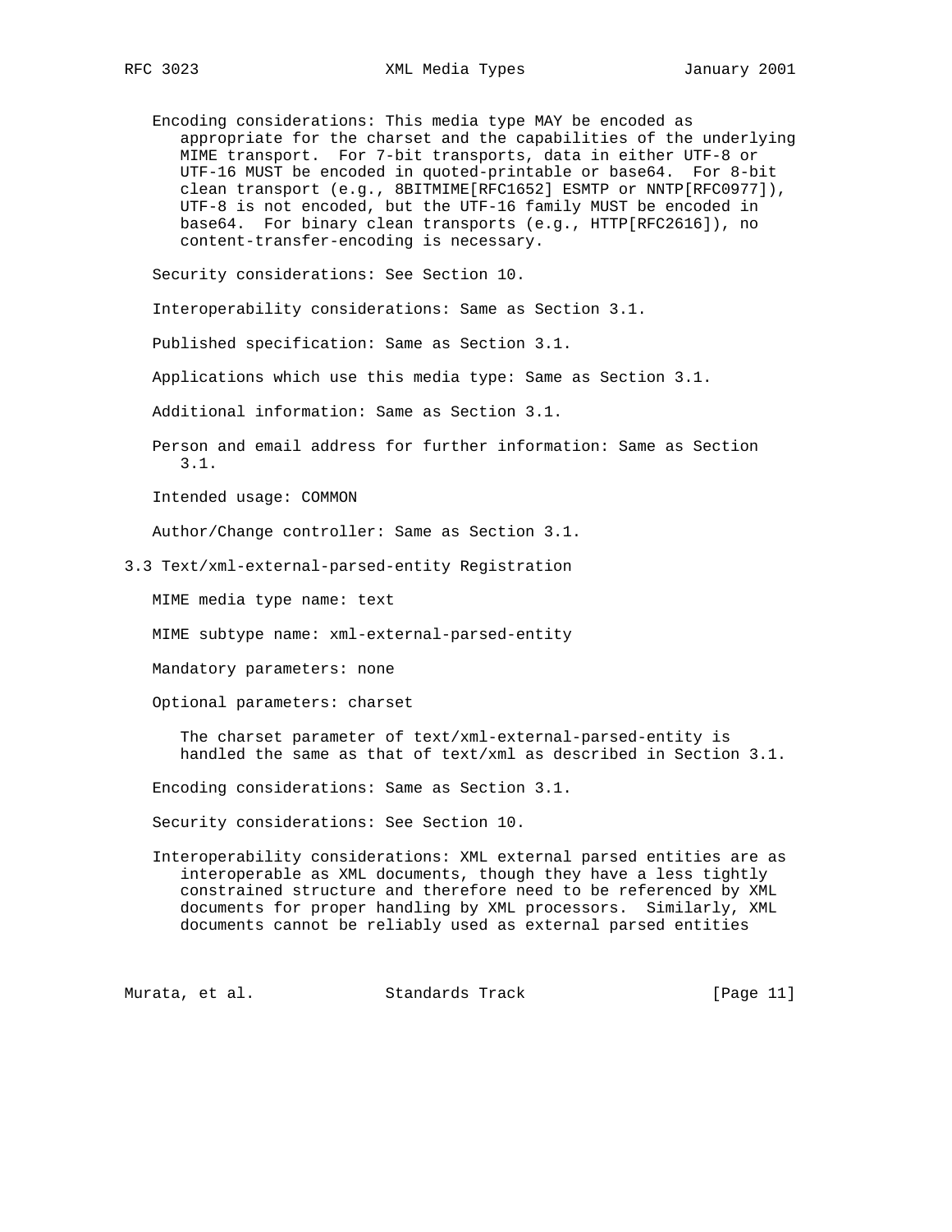Encoding considerations: This media type MAY be encoded as appropriate for the charset and the capabilities of the underlying MIME transport. For 7-bit transports, data in either UTF-8 or UTF-16 MUST be encoded in quoted-printable or base64. For 8-bit clean transport (e.g., 8BITMIME[RFC1652] ESMTP or NNTP[RFC0977]), UTF-8 is not encoded, but the UTF-16 family MUST be encoded in base64. For binary clean transports (e.g., HTTP[RFC2616]), no content-transfer-encoding is necessary.

Security considerations: See Section 10.

Interoperability considerations: Same as Section 3.1.

Published specification: Same as Section 3.1.

Applications which use this media type: Same as Section 3.1.

Additional information: Same as Section 3.1.

Person and email address for further information: Same as Section 3.1.

Intended usage: COMMON

Author/Change controller: Same as Section 3.1.

## 3.3 Text/xml-external-parsed-entity Registration

MIME media type name: text

MIME subtype name: xml-external-parsed-entity

Mandatory parameters: none

Optional parameters: charset

The charset parameter of text/xml-external-parsed-entity is handled the same as that of text/xml as described in Section 3.1.

Encoding considerations: Same as Section 3.1.

Security considerations: See Section 10.

Interoperability considerations: XML external parsed entities are as interoperable as XML documents, though they have a less tightly constrained structure and therefore need to be referenced by XML documents for proper handling by XML processors. Similarly, XML documents cannot be reliably used as external parsed entities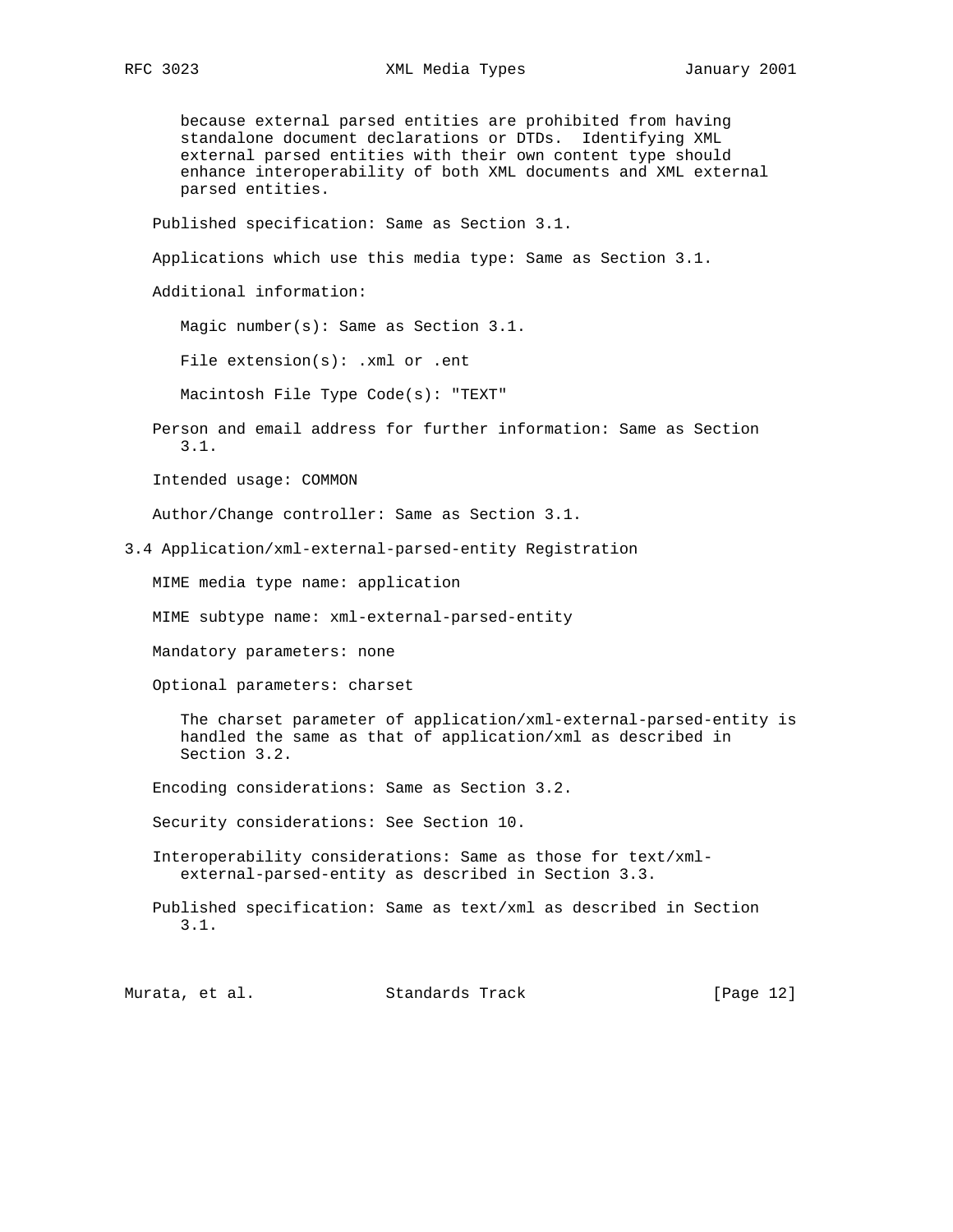because external parsed entities are prohibited from having standalone document declarations or DTDs. Identifying XML external parsed entities with their own content type should enhance interoperability of both XML documents and XML external parsed entities.

Published specification: Same as Section 3.1.

Applications which use this media type: Same as Section 3.1.

Additional information:

Magic number(s): Same as Section 3.1.

File extension(s): .xml or .ent

Macintosh File Type Code(s): "TEXT"

Person and email address for further information: Same as Section 3.1.

Intended usage: COMMON

Author/Change controller: Same as Section 3.1.

## 3.4 Application/xml-external-parsed-entity Registration

MIME media type name: application

MIME subtype name: xml-external-parsed-entity

Mandatory parameters: none

Optional parameters: charset

The charset parameter of application/xml-external-parsed-entity is handled the same as that of application/xml as described in Section 3.2.

Encoding considerations: Same as Section 3.2.

Security considerations: See Section 10.

Interoperability considerations: Same as those for text/xml-external-parsed-entity as described in Section 3.3.

Published specification: Same as text/xml as described in Section 3.1.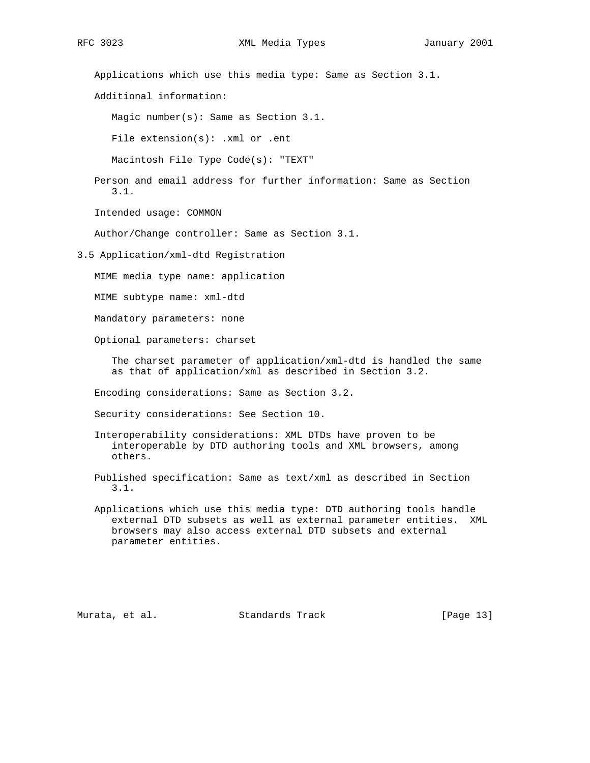Applications which use this media type: Same as Section 3.1.

Additional information:

Magic number(s): Same as Section 3.1.

File extension(s): .xml or .ent

Macintosh File Type Code(s): "TEXT"

Person and email address for further information: Same as Section 3.1.

Intended usage: COMMON

Author/Change controller: Same as Section 3.1.

### 3.5 Application/xml-dtd Registration

MIME media type name: application

MIME subtype name: xml-dtd

Mandatory parameters: none

Optional parameters: charset

The charset parameter of application/xml-dtd is handled the same as that of application/xml as described in Section 3.2.

Encoding considerations: Same as Section 3.2.

Security considerations: See Section 10.

Interoperability considerations: XML DTDs have proven to be interoperable by DTD authoring tools and XML browsers, among others.

Published specification: Same as text/xml as described in Section 3.1.

Applications which use this media type: DTD authoring tools handle external DTD subsets as well as external parameter entities. XML browsers may also access external DTD subsets and external parameter entities.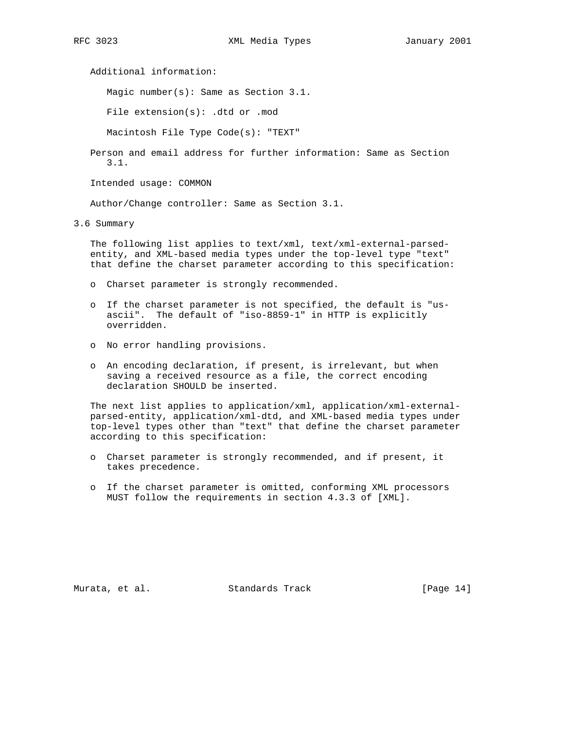Additional information:

Magic number(s): Same as Section 3.1.

File extension(s): .dtd or .mod

Macintosh File Type Code(s): "TEXT"

Person and email address for further information: Same as Section 3.1.

Intended usage: COMMON

Author/Change controller: Same as Section 3.1.

### 3.6 Summary

The following list applies to text/xml, text/xml-external-parsed-entity, and XML-based media types under the top-level type "text" that define the charset parameter according to this specification:

- Charset parameter is strongly recommended.
- If the charset parameter is not specified, the default is "us-ascii". The default of "iso-8859-1" in HTTP is explicitly overridden.
- No error handling provisions.
- An encoding declaration, if present, is irrelevant, but when saving a received resource as a file, the correct encoding declaration SHOULD be inserted.

The next list applies to application/xml, application/xml-external-parsed-entity, application/xml-dtd, and XML-based media types under top-level types other than "text" that define the charset parameter according to this specification:

- Charset parameter is strongly recommended, and if present, it takes precedence.
- If the charset parameter is omitted, conforming XML processors MUST follow the requirements in section 4.3.3 of [XML].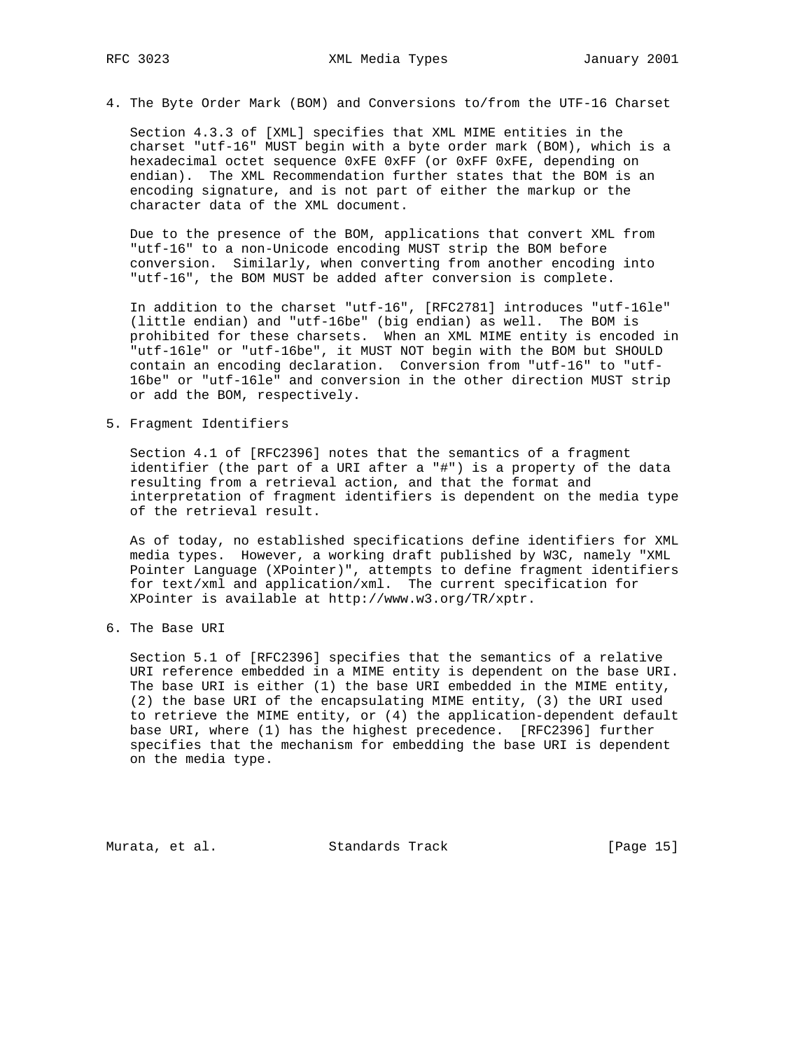## 4. The Byte Order Mark (BOM) and Conversions to/from the UTF-16 Charset

Section 4.3.3 of [XML] specifies that XML MIME entities in the charset "utf-16" MUST begin with a byte order mark (BOM), which is a hexadecimal octet sequence 0xFE 0xFF (or 0xFF 0xFE, depending on endian). The XML Recommendation further states that the BOM is an encoding signature, and is not part of either the markup or the character data of the XML document.

Due to the presence of the BOM, applications that convert XML from "utf-16" to a non-Unicode encoding MUST strip the BOM before conversion. Similarly, when converting from another encoding into "utf-16", the BOM MUST be added after conversion is complete.

In addition to the charset "utf-16", [RFC2781] introduces "utf-16le" (little endian) and "utf-16be" (big endian) as well. The BOM is prohibited for these charsets. When an XML MIME entity is encoded in "utf-16le" or "utf-16be", it MUST NOT begin with the BOM but SHOULD contain an encoding declaration. Conversion from "utf-16" to "utf-16be" or "utf-16le" and conversion in the other direction MUST strip or add the BOM, respectively.

## 5. Fragment Identifiers

Section 4.1 of [RFC2396] notes that the semantics of a fragment identifier (the part of a URI after a "#") is a property of the data resulting from a retrieval action, and that the format and interpretation of fragment identifiers is dependent on the media type of the retrieval result.

As of today, no established specifications define identifiers for XML media types. However, a working draft published by W3C, namely "XML Pointer Language (XPointer)", attempts to define fragment identifiers for text/xml and application/xml. The current specification for XPointer is available at http://www.w3.org/TR/xptr.

## 6. The Base URI

Section 5.1 of [RFC2396] specifies that the semantics of a relative URI reference embedded in a MIME entity is dependent on the base URI. The base URI is either (1) the base URI embedded in the MIME entity, (2) the base URI of the encapsulating MIME entity, (3) the URI used to retrieve the MIME entity, or (4) the application-dependent default base URI, where (1) has the highest precedence. [RFC2396] further specifies that the mechanism for embedding the base URI is dependent on the media type.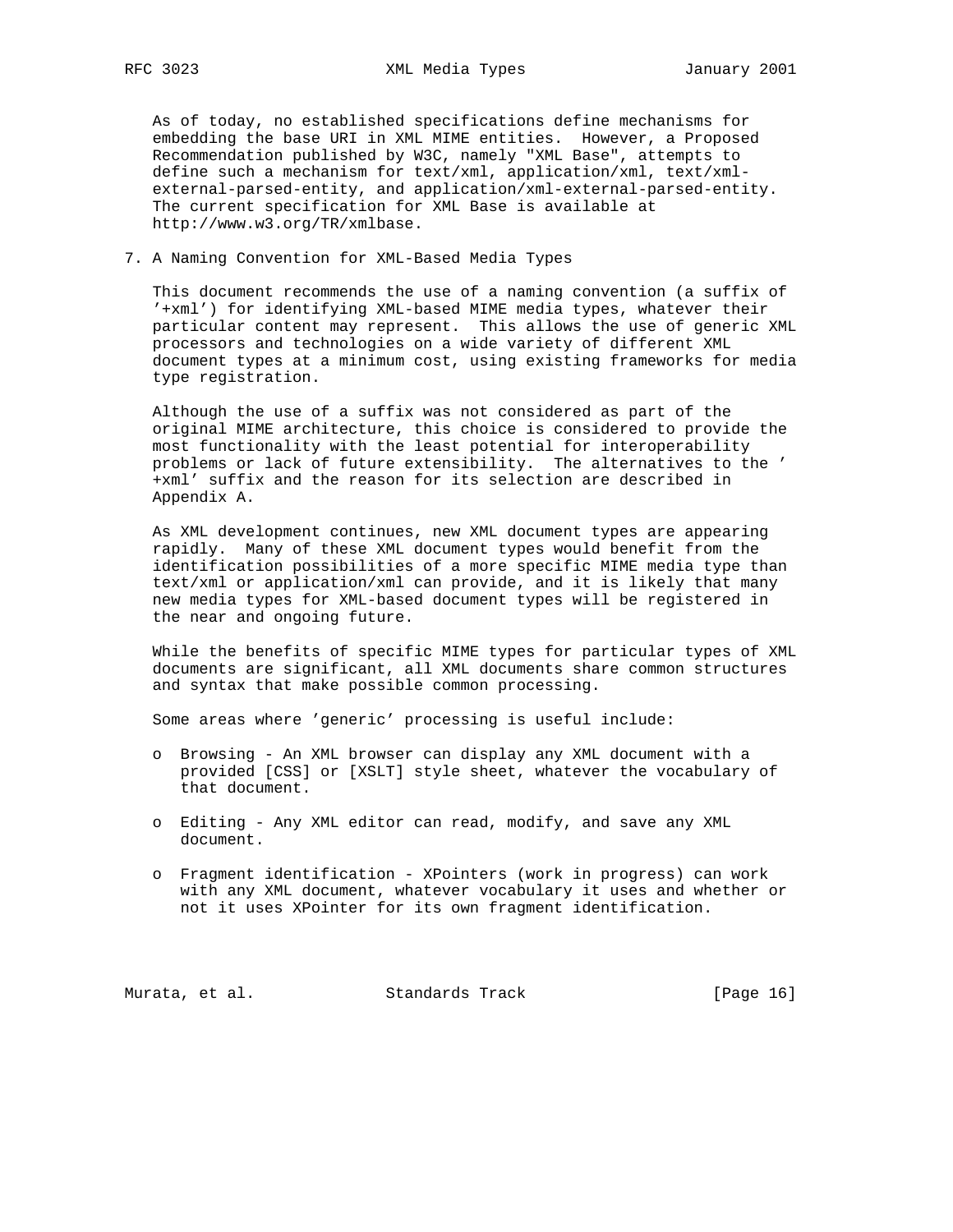As of today, no established specifications define mechanisms for embedding the base URI in XML MIME entities. However, a Proposed Recommendation published by W3C, namely "XML Base", attempts to define such a mechanism for text/xml, application/xml, text/xml-external-parsed-entity, and application/xml-external-parsed-entity. The current specification for XML Base is available at http://www.w3.org/TR/xmlbase.

## 7. A Naming Convention for XML-Based Media Types

This document recommends the use of a naming convention (a suffix of '+xml') for identifying XML-based MIME media types, whatever their particular content may represent. This allows the use of generic XML processors and technologies on a wide variety of different XML document types at a minimum cost, using existing frameworks for media type registration.

Although the use of a suffix was not considered as part of the original MIME architecture, this choice is considered to provide the most functionality with the least potential for interoperability problems or lack of future extensibility. The alternatives to the '+xml' suffix and the reason for its selection are described in Appendix A.

As XML development continues, new XML document types are appearing rapidly. Many of these XML document types would benefit from the identification possibilities of a more specific MIME media type than text/xml or application/xml can provide, and it is likely that many new media types for XML-based document types will be registered in the near and ongoing future.

While the benefits of specific MIME types for particular types of XML documents are significant, all XML documents share common structures and syntax that make possible common processing.

Some areas where 'generic' processing is useful include:

- Browsing - An XML browser can display any XML document with a provided [CSS] or [XSLT] style sheet, whatever the vocabulary of that document.
- Editing - Any XML editor can read, modify, and save any XML document.
- Fragment identification - XPointers (work in progress) can work with any XML document, whatever vocabulary it uses and whether or not it uses XPointer for its own fragment identification.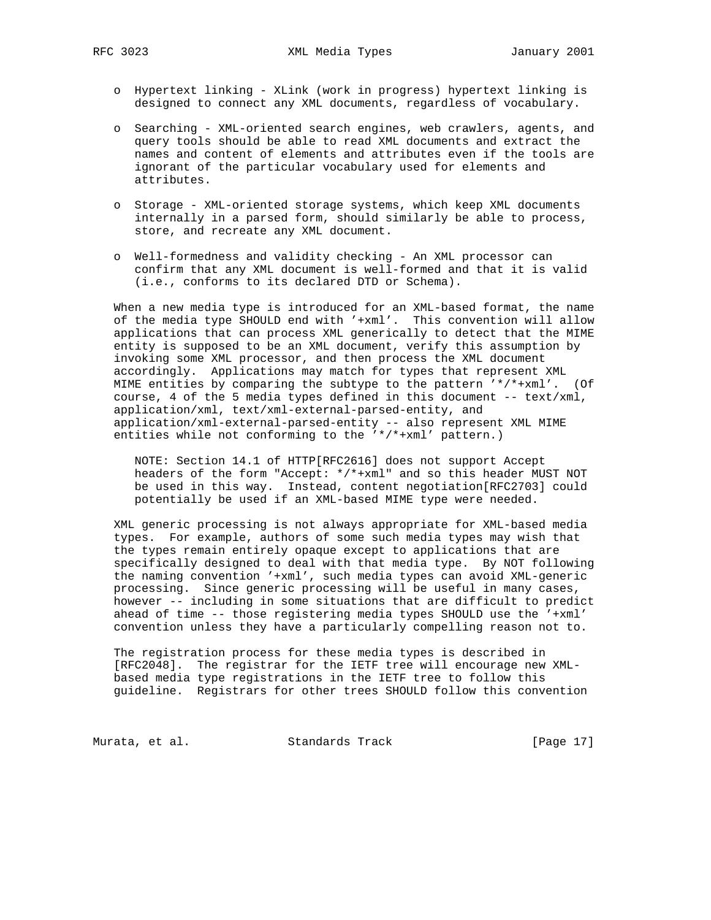- Hypertext linking - XLink (work in progress) hypertext linking is designed to connect any XML documents, regardless of vocabulary.

- Searching - XML-oriented search engines, web crawlers, agents, and query tools should be able to read XML documents and extract the names and content of elements and attributes even if the tools are ignorant of the particular vocabulary used for elements and attributes.

- Storage - XML-oriented storage systems, which keep XML documents internally in a parsed form, should similarly be able to process, store, and recreate any XML document.

- Well-formedness and validity checking - An XML processor can confirm that any XML document is well-formed and that it is valid (i.e., conforms to its declared DTD or Schema).

When a new media type is introduced for an XML-based format, the name of the media type SHOULD end with '+xml'. This convention will allow applications that can process XML generically to detect that the MIME entity is supposed to be an XML document, verify this assumption by invoking some XML processor, and then process the XML document accordingly. Applications may match for types that represent XML MIME entities by comparing the subtype to the pattern '*/*+xml'. (Of course, 4 of the 5 media types defined in this document -- text/xml, application/xml, text/xml-external-parsed-entity, and application/xml-external-parsed-entity -- also represent XML MIME entities while not conforming to the '*/*+xml' pattern.)

> NOTE: Section 14.1 of HTTP[RFC2616] does not support Accept headers of the form "Accept: */*+xml" and so this header MUST NOT be used in this way. Instead, content negotiation[RFC2703] could potentially be used if an XML-based MIME type were needed.

XML generic processing is not always appropriate for XML-based media types. For example, authors of some such media types may wish that the types remain entirely opaque except to applications that are specifically designed to deal with that media type. By NOT following the naming convention '+xml', such media types can avoid XML-generic processing. Since generic processing will be useful in many cases, however -- including in some situations that are difficult to predict ahead of time -- those registering media types SHOULD use the '+xml' convention unless they have a particularly compelling reason not to.

The registration process for these media types is described in [RFC2048]. The registrar for the IETF tree will encourage new XML-based media type registrations in the IETF tree to follow this guideline. Registrars for other trees SHOULD follow this convention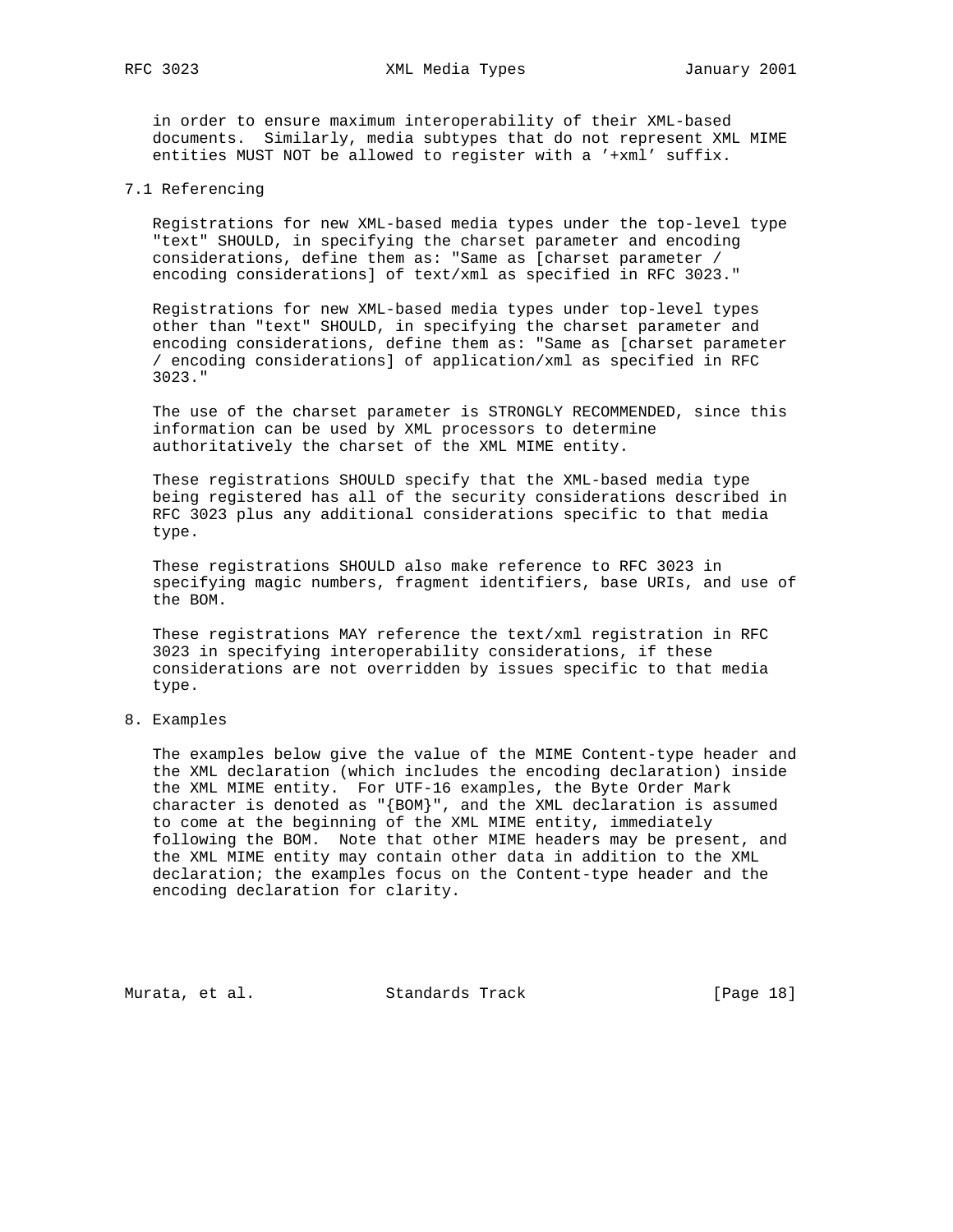in order to ensure maximum interoperability of their XML-based documents. Similarly, media subtypes that do not represent XML MIME entities MUST NOT be allowed to register with a '+xml' suffix.

## 7.1 Referencing

Registrations for new XML-based media types under the top-level type "text" SHOULD, in specifying the charset parameter and encoding considerations, define them as: "Same as [charset parameter / encoding considerations] of text/xml as specified in RFC 3023."

Registrations for new XML-based media types under top-level types other than "text" SHOULD, in specifying the charset parameter and encoding considerations, define them as: "Same as [charset parameter / encoding considerations] of application/xml as specified in RFC 3023."

The use of the charset parameter is STRONGLY RECOMMENDED, since this information can be used by XML processors to determine authoritatively the charset of the XML MIME entity.

These registrations SHOULD specify that the XML-based media type being registered has all of the security considerations described in RFC 3023 plus any additional considerations specific to that media type.

These registrations SHOULD also make reference to RFC 3023 in specifying magic numbers, fragment identifiers, base URIs, and use of the BOM.

These registrations MAY reference the text/xml registration in RFC 3023 in specifying interoperability considerations, if these considerations are not overridden by issues specific to that media type.

# 8. Examples

The examples below give the value of the MIME Content-type header and the XML declaration (which includes the encoding declaration) inside the XML MIME entity. For UTF-16 examples, the Byte Order Mark character is denoted as "{BOM}", and the XML declaration is assumed to come at the beginning of the XML MIME entity, immediately following the BOM. Note that other MIME headers may be present, and the XML MIME entity may contain other data in addition to the XML declaration; the examples focus on the Content-type header and the encoding declaration for clarity.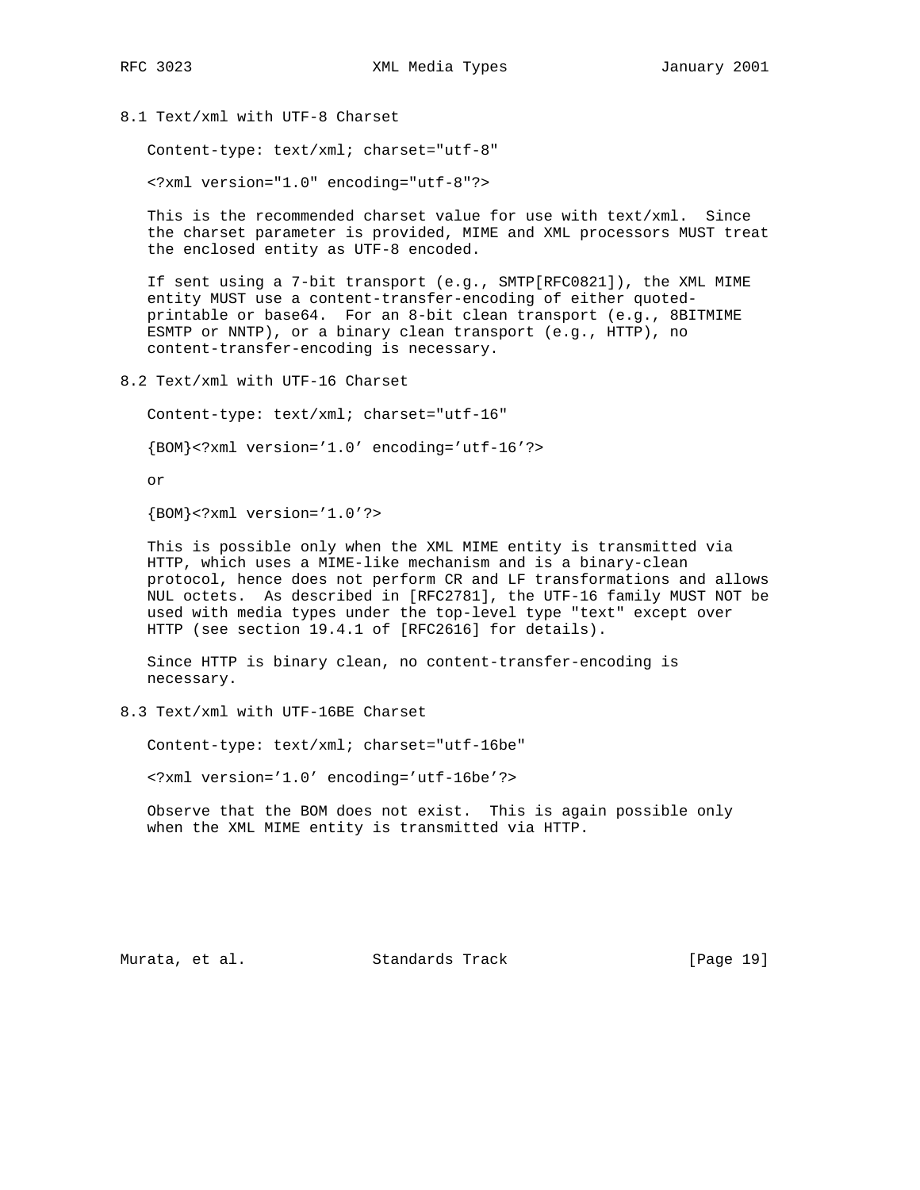### 8.1 Text/xml with UTF-8 Charset

```
Content-type: text/xml; charset="utf-8"

<?xml version="1.0" encoding="utf-8"?>
```

This is the recommended charset value for use with text/xml. Since the charset parameter is provided, MIME and XML processors MUST treat the enclosed entity as UTF-8 encoded.

If sent using a 7-bit transport (e.g., SMTP[RFC0821]), the XML MIME entity MUST use a content-transfer-encoding of either quoted-printable or base64. For an 8-bit clean transport (e.g., 8BITMIME ESMTP or NNTP), or a binary clean transport (e.g., HTTP), no content-transfer-encoding is necessary.

### 8.2 Text/xml with UTF-16 Charset

```
Content-type: text/xml; charset="utf-16"

{BOM}<?xml version='1.0' encoding='utf-16'?>
```

or

```
{BOM}<?xml version='1.0'?>
```

This is possible only when the XML MIME entity is transmitted via HTTP, which uses a MIME-like mechanism and is a binary-clean protocol, hence does not perform CR and LF transformations and allows NUL octets. As described in [RFC2781], the UTF-16 family MUST NOT be used with media types under the top-level type "text" except over HTTP (see section 19.4.1 of [RFC2616] for details).

Since HTTP is binary clean, no content-transfer-encoding is necessary.

### 8.3 Text/xml with UTF-16BE Charset

```
Content-type: text/xml; charset="utf-16be"

<?xml version='1.0' encoding='utf-16be'?>
```

Observe that the BOM does not exist. This is again possible only when the XML MIME entity is transmitted via HTTP.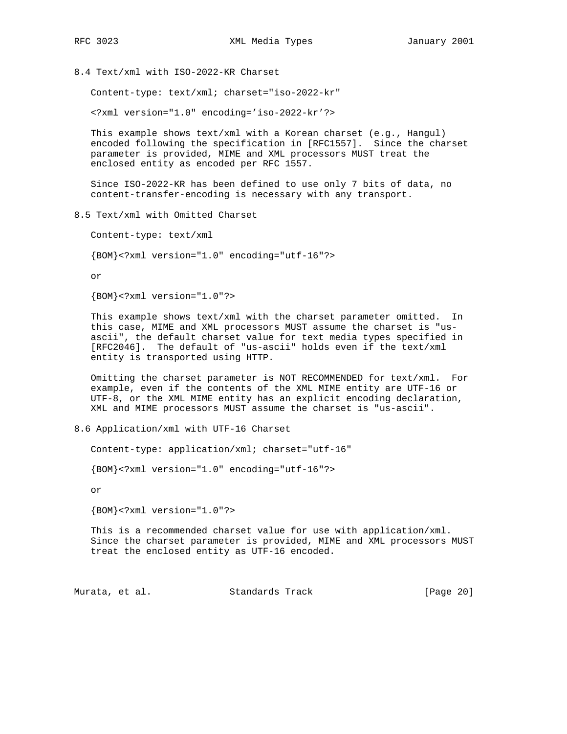### 8.4 Text/xml with ISO-2022-KR Charset

```
Content-type: text/xml; charset="iso-2022-kr"

<?xml version="1.0" encoding='iso-2022-kr'?>
```

This example shows text/xml with a Korean charset (e.g., Hangul) encoded following the specification in [RFC1557]. Since the charset parameter is provided, MIME and XML processors MUST treat the enclosed entity as encoded per RFC 1557.

Since ISO-2022-KR has been defined to use only 7 bits of data, no content-transfer-encoding is necessary with any transport.

### 8.5 Text/xml with Omitted Charset

```
Content-type: text/xml

{BOM}<?xml version="1.0" encoding="utf-16"?>
```

or

```
{BOM}<?xml version="1.0"?>
```

This example shows text/xml with the charset parameter omitted. In this case, MIME and XML processors MUST assume the charset is "us-ascii", the default charset value for text media types specified in [RFC2046]. The default of "us-ascii" holds even if the text/xml entity is transported using HTTP.

Omitting the charset parameter is NOT RECOMMENDED for text/xml. For example, even if the contents of the XML MIME entity are UTF-16 or UTF-8, or the XML MIME entity has an explicit encoding declaration, XML and MIME processors MUST assume the charset is "us-ascii".

### 8.6 Application/xml with UTF-16 Charset

```
Content-type: application/xml; charset="utf-16"

{BOM}<?xml version="1.0" encoding="utf-16"?>
```

or

```
{BOM}<?xml version="1.0"?>
```

This is a recommended charset value for use with application/xml. Since the charset parameter is provided, MIME and XML processors MUST treat the enclosed entity as UTF-16 encoded.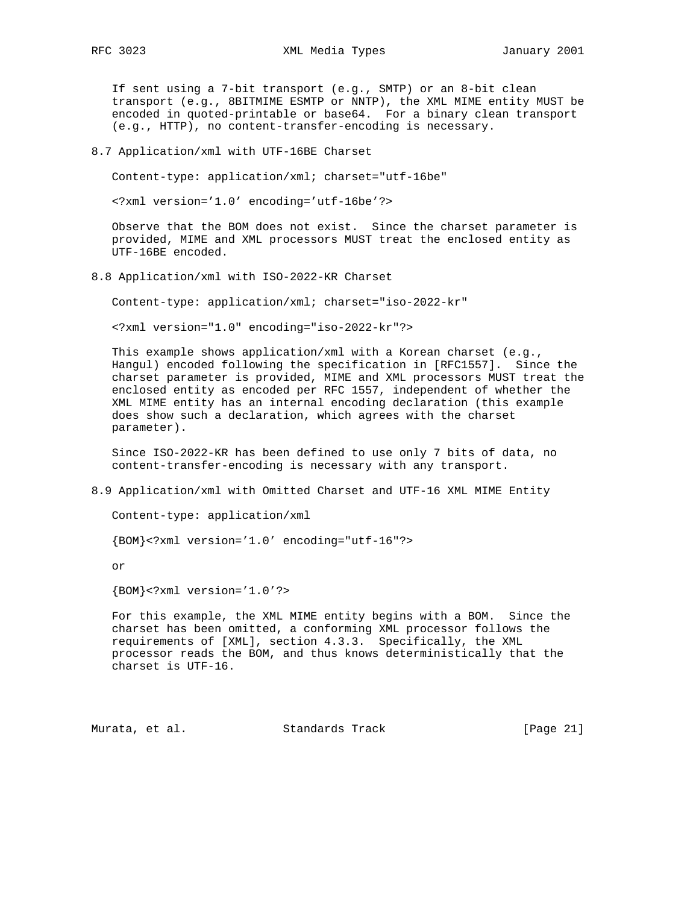If sent using a 7-bit transport (e.g., SMTP) or an 8-bit clean transport (e.g., 8BITMIME ESMTP or NNTP), the XML MIME entity MUST be encoded in quoted-printable or base64. For a binary clean transport (e.g., HTTP), no content-transfer-encoding is necessary.

### 8.7 Application/xml with UTF-16BE Charset

```
Content-type: application/xml; charset="utf-16be"

<?xml version='1.0' encoding='utf-16be'?>
```

Observe that the BOM does not exist. Since the charset parameter is provided, MIME and XML processors MUST treat the enclosed entity as UTF-16BE encoded.

### 8.8 Application/xml with ISO-2022-KR Charset

```
Content-type: application/xml; charset="iso-2022-kr"

<?xml version="1.0" encoding="iso-2022-kr"?>
```

This example shows application/xml with a Korean charset (e.g., Hangul) encoded following the specification in [RFC1557]. Since the charset parameter is provided, MIME and XML processors MUST treat the enclosed entity as encoded per RFC 1557, independent of whether the XML MIME entity has an internal encoding declaration (this example does show such a declaration, which agrees with the charset parameter).

Since ISO-2022-KR has been defined to use only 7 bits of data, no content-transfer-encoding is necessary with any transport.

### 8.9 Application/xml with Omitted Charset and UTF-16 XML MIME Entity

```
Content-type: application/xml

{BOM}<?xml version='1.0' encoding="utf-16"?>
```

or

```
{BOM}<?xml version='1.0'?>
```

For this example, the XML MIME entity begins with a BOM. Since the charset has been omitted, a conforming XML processor follows the requirements of [XML], section 4.3.3. Specifically, the XML processor reads the BOM, and thus knows deterministically that the charset is UTF-16.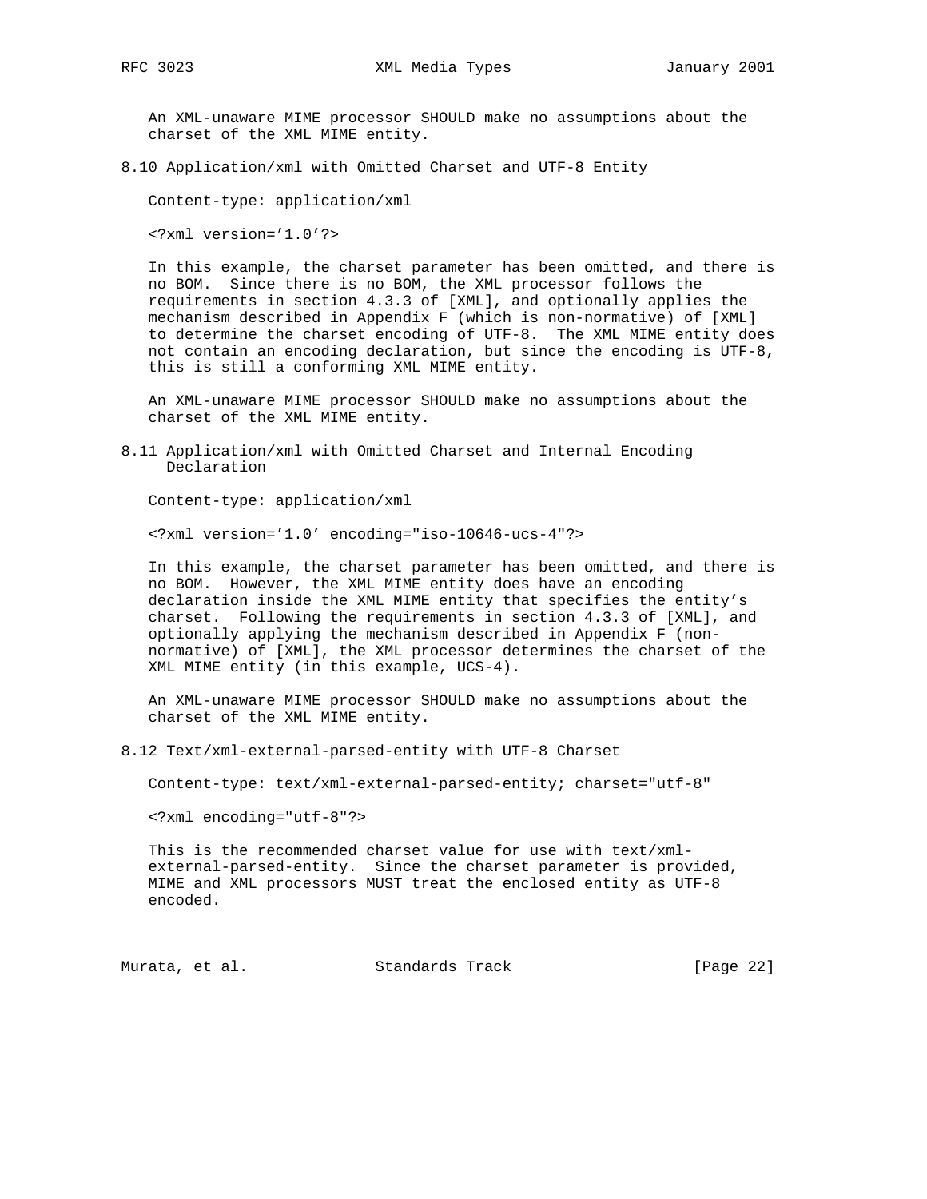An XML-unaware MIME processor SHOULD make no assumptions about the charset of the XML MIME entity.

### 8.10 Application/xml with Omitted Charset and UTF-8 Entity

```
Content-type: application/xml

<?xml version='1.0'?>
```

In this example, the charset parameter has been omitted, and there is no BOM. Since there is no BOM, the XML processor follows the requirements in section 4.3.3 of [XML], and optionally applies the mechanism described in Appendix F (which is non-normative) of [XML] to determine the charset encoding of UTF-8. The XML MIME entity does not contain an encoding declaration, but since the encoding is UTF-8, this is still a conforming XML MIME entity.

An XML-unaware MIME processor SHOULD make no assumptions about the charset of the XML MIME entity.

### 8.11 Application/xml with Omitted Charset and Internal Encoding Declaration

```
Content-type: application/xml

<?xml version='1.0' encoding="iso-10646-ucs-4"?>
```

In this example, the charset parameter has been omitted, and there is no BOM. However, the XML MIME entity does have an encoding declaration inside the XML MIME entity that specifies the entity's charset. Following the requirements in section 4.3.3 of [XML], and optionally applying the mechanism described in Appendix F (non-normative) of [XML], the XML processor determines the charset of the XML MIME entity (in this example, UCS-4).

An XML-unaware MIME processor SHOULD make no assumptions about the charset of the XML MIME entity.

### 8.12 Text/xml-external-parsed-entity with UTF-8 Charset

```
Content-type: text/xml-external-parsed-entity; charset="utf-8"

<?xml encoding="utf-8"?>
```

This is the recommended charset value for use with text/xml-external-parsed-entity. Since the charset parameter is provided, MIME and XML processors MUST treat the enclosed entity as UTF-8 encoded.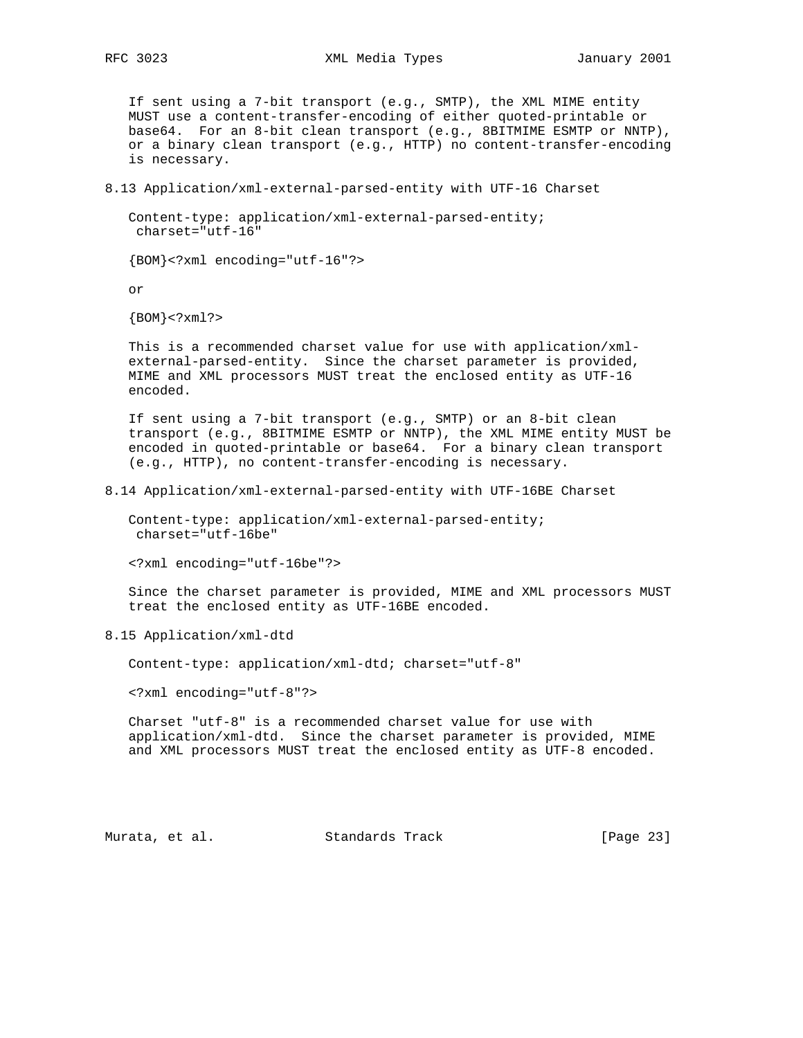If sent using a 7-bit transport (e.g., SMTP), the XML MIME entity MUST use a content-transfer-encoding of either quoted-printable or base64. For an 8-bit clean transport (e.g., 8BITMIME ESMTP or NNTP), or a binary clean transport (e.g., HTTP) no content-transfer-encoding is necessary.

### 8.13 Application/xml-external-parsed-entity with UTF-16 Charset

```
Content-type: application/xml-external-parsed-entity;
 charset="utf-16"

{BOM}<?xml encoding="utf-16"?>
```

or

```
{BOM}<?xml?>
```

This is a recommended charset value for use with application/xml-external-parsed-entity. Since the charset parameter is provided, MIME and XML processors MUST treat the enclosed entity as UTF-16 encoded.

If sent using a 7-bit transport (e.g., SMTP) or an 8-bit clean transport (e.g., 8BITMIME ESMTP or NNTP), the XML MIME entity MUST be encoded in quoted-printable or base64. For a binary clean transport (e.g., HTTP), no content-transfer-encoding is necessary.

### 8.14 Application/xml-external-parsed-entity with UTF-16BE Charset

```
Content-type: application/xml-external-parsed-entity;
 charset="utf-16be"

<?xml encoding="utf-16be"?>
```

Since the charset parameter is provided, MIME and XML processors MUST treat the enclosed entity as UTF-16BE encoded.

### 8.15 Application/xml-dtd

```
Content-type: application/xml-dtd; charset="utf-8"

<?xml encoding="utf-8"?>
```

Charset "utf-8" is a recommended charset value for use with application/xml-dtd. Since the charset parameter is provided, MIME and XML processors MUST treat the enclosed entity as UTF-8 encoded.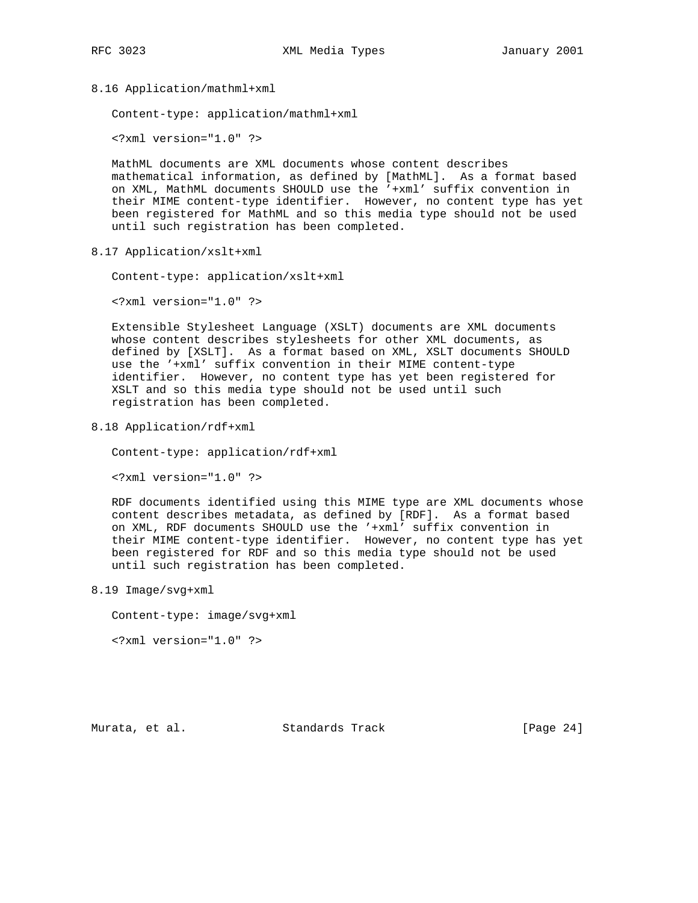### 8.16 Application/mathml+xml

Content-type: application/mathml+xml

```
<?xml version="1.0" ?>
```

MathML documents are XML documents whose content describes mathematical information, as defined by [MathML]. As a format based on XML, MathML documents SHOULD use the '+xml' suffix convention in their MIME content-type identifier. However, no content type has yet been registered for MathML and so this media type should not be used until such registration has been completed.

### 8.17 Application/xslt+xml

Content-type: application/xslt+xml

```
<?xml version="1.0" ?>
```

Extensible Stylesheet Language (XSLT) documents are XML documents whose content describes stylesheets for other XML documents, as defined by [XSLT]. As a format based on XML, XSLT documents SHOULD use the '+xml' suffix convention in their MIME content-type identifier. However, no content type has yet been registered for XSLT and so this media type should not be used until such registration has been completed.

### 8.18 Application/rdf+xml

Content-type: application/rdf+xml

```
<?xml version="1.0" ?>
```

RDF documents identified using this MIME type are XML documents whose content describes metadata, as defined by [RDF]. As a format based on XML, RDF documents SHOULD use the '+xml' suffix convention in their MIME content-type identifier. However, no content type has yet been registered for RDF and so this media type should not be used until such registration has been completed.

### 8.19 Image/svg+xml

Content-type: image/svg+xml

```
<?xml version="1.0" ?>
```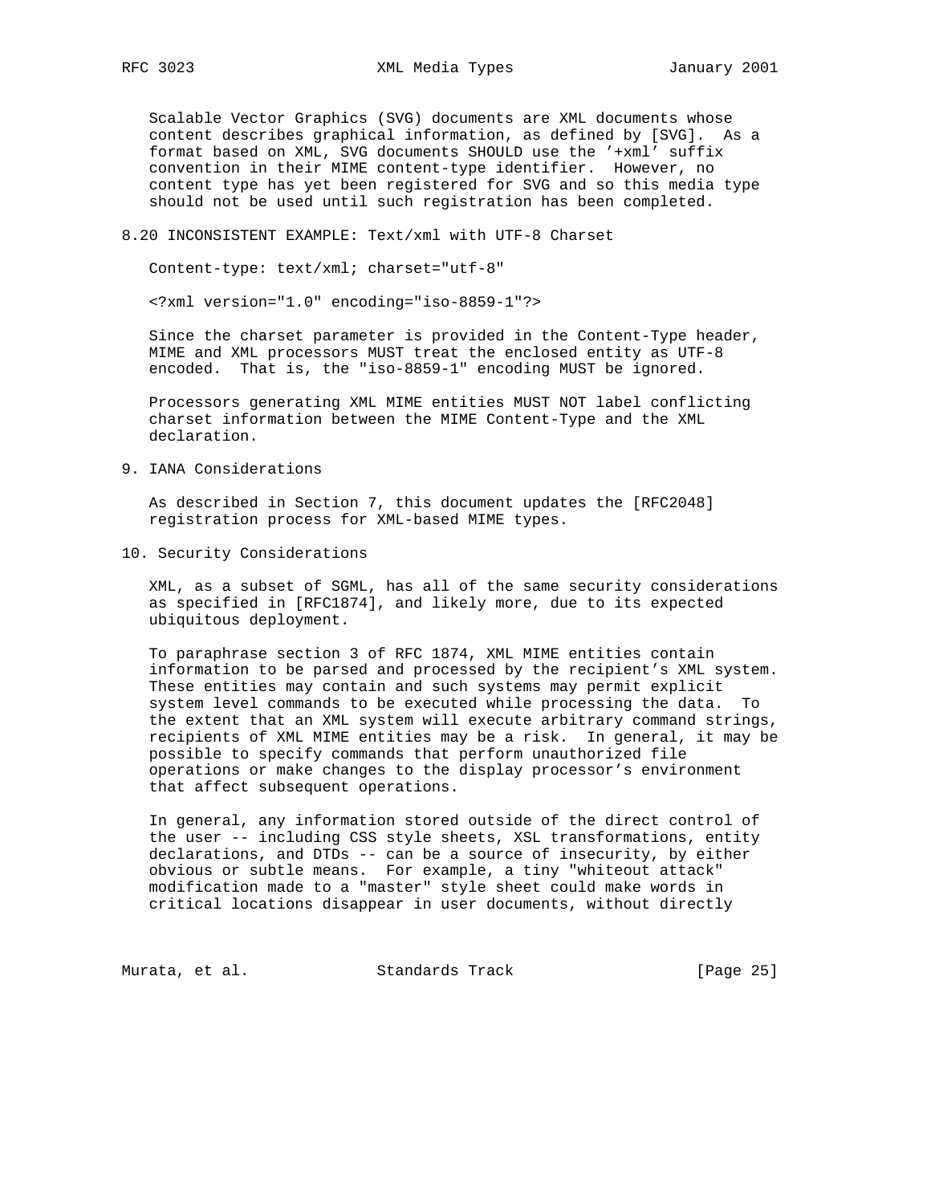Scalable Vector Graphics (SVG) documents are XML documents whose content describes graphical information, as defined by [SVG]. As a format based on XML, SVG documents SHOULD use the '+xml' suffix convention in their MIME content-type identifier. However, no content type has yet been registered for SVG and so this media type should not be used until such registration has been completed.

### 8.20 INCONSISTENT EXAMPLE: Text/xml with UTF-8 Charset

```
Content-type: text/xml; charset="utf-8"

<?xml version="1.0" encoding="iso-8859-1"?>
```

Since the charset parameter is provided in the Content-Type header, MIME and XML processors MUST treat the enclosed entity as UTF-8 encoded. That is, the "iso-8859-1" encoding MUST be ignored.

Processors generating XML MIME entities MUST NOT label conflicting charset information between the MIME Content-Type and the XML declaration.

## 9. IANA Considerations

As described in Section 7, this document updates the [RFC2048] registration process for XML-based MIME types.

## 10. Security Considerations

XML, as a subset of SGML, has all of the same security considerations as specified in [RFC1874], and likely more, due to its expected ubiquitous deployment.

To paraphrase section 3 of RFC 1874, XML MIME entities contain information to be parsed and processed by the recipient's XML system. These entities may contain and such systems may permit explicit system level commands to be executed while processing the data. To the extent that an XML system will execute arbitrary command strings, recipients of XML MIME entities may be a risk. In general, it may be possible to specify commands that perform unauthorized file operations or make changes to the display processor's environment that affect subsequent operations.

In general, any information stored outside of the direct control of the user -- including CSS style sheets, XSL transformations, entity declarations, and DTDs -- can be a source of insecurity, by either obvious or subtle means. For example, a tiny "whiteout attack" modification made to a "master" style sheet could make words in critical locations disappear in user documents, without directly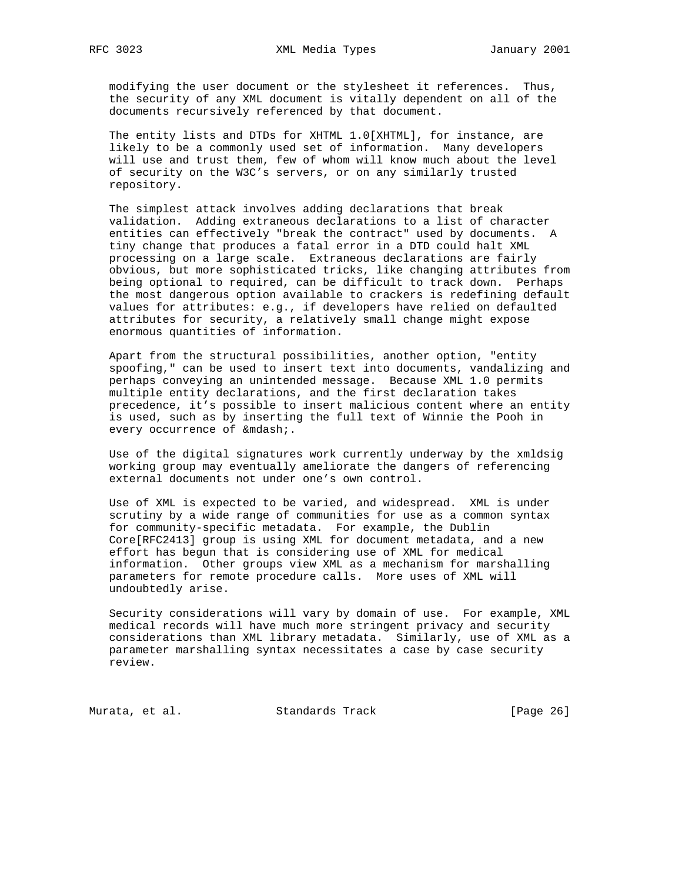modifying the user document or the stylesheet it references. Thus, the security of any XML document is vitally dependent on all of the documents recursively referenced by that document.

The entity lists and DTDs for XHTML 1.0[XHTML], for instance, are likely to be a commonly used set of information. Many developers will use and trust them, few of whom will know much about the level of security on the W3C's servers, or on any similarly trusted repository.

The simplest attack involves adding declarations that break validation. Adding extraneous declarations to a list of character entities can effectively "break the contract" used by documents. A tiny change that produces a fatal error in a DTD could halt XML processing on a large scale. Extraneous declarations are fairly obvious, but more sophisticated tricks, like changing attributes from being optional to required, can be difficult to track down. Perhaps the most dangerous option available to crackers is redefining default values for attributes: e.g., if developers have relied on defaulted attributes for security, a relatively small change might expose enormous quantities of information.

Apart from the structural possibilities, another option, "entity spoofing," can be used to insert text into documents, vandalizing and perhaps conveying an unintended message. Because XML 1.0 permits multiple entity declarations, and the first declaration takes precedence, it's possible to insert malicious content where an entity is used, such as by inserting the full text of Winnie the Pooh in every occurrence of &mdash;.

Use of the digital signatures work currently underway by the xmldsig working group may eventually ameliorate the dangers of referencing external documents not under one's own control.

Use of XML is expected to be varied, and widespread. XML is under scrutiny by a wide range of communities for use as a common syntax for community-specific metadata. For example, the Dublin Core[RFC2413] group is using XML for document metadata, and a new effort has begun that is considering use of XML for medical information. Other groups view XML as a mechanism for marshalling parameters for remote procedure calls. More uses of XML will undoubtedly arise.

Security considerations will vary by domain of use. For example, XML medical records will have much more stringent privacy and security considerations than XML library metadata. Similarly, use of XML as a parameter marshalling syntax necessitates a case by case security review.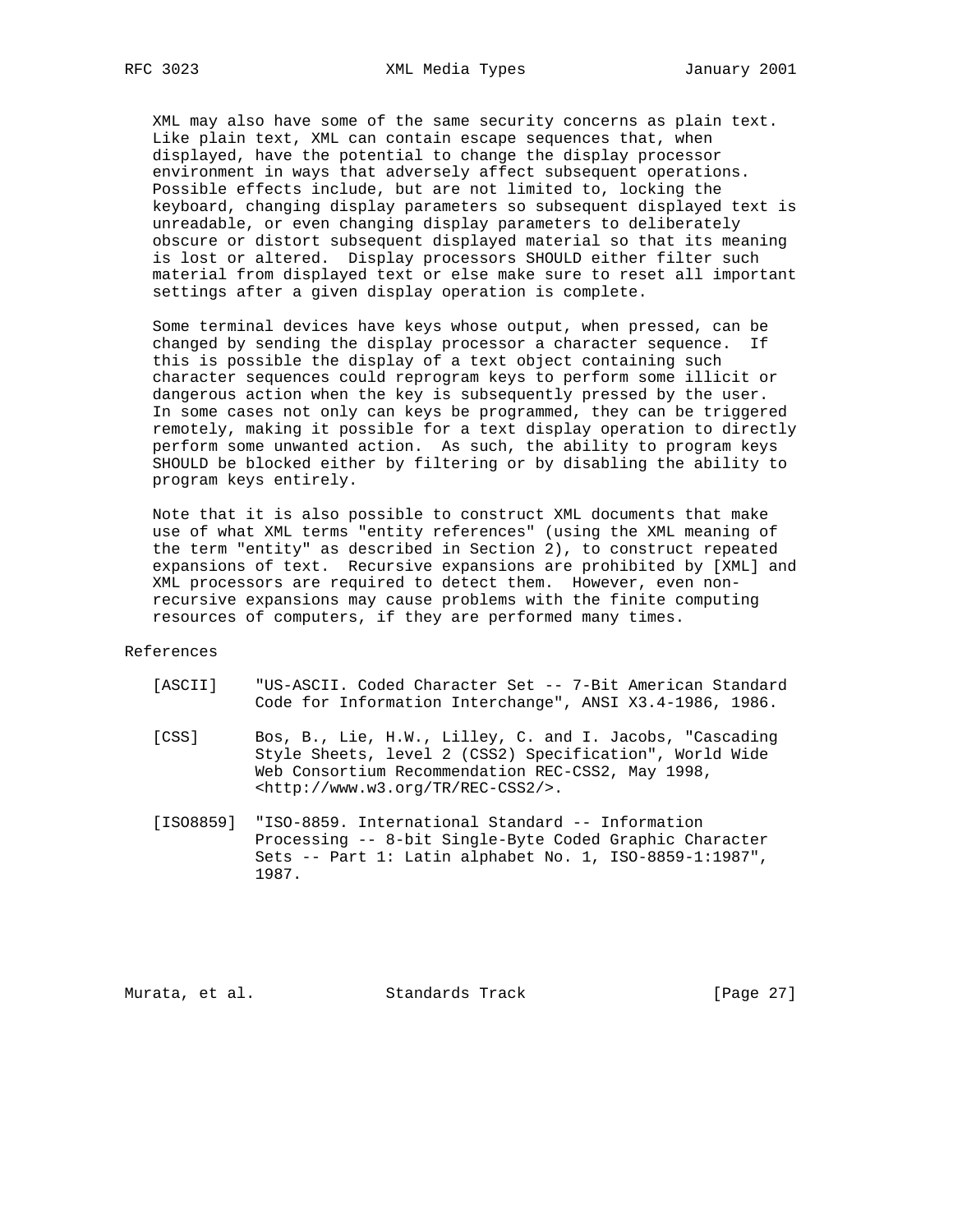XML may also have some of the same security concerns as plain text. Like plain text, XML can contain escape sequences that, when displayed, have the potential to change the display processor environment in ways that adversely affect subsequent operations. Possible effects include, but are not limited to, locking the keyboard, changing display parameters so subsequent displayed text is unreadable, or even changing display parameters to deliberately obscure or distort subsequent displayed material so that its meaning is lost or altered. Display processors SHOULD either filter such material from displayed text or else make sure to reset all important settings after a given display operation is complete.

Some terminal devices have keys whose output, when pressed, can be changed by sending the display processor a character sequence. If this is possible the display of a text object containing such character sequences could reprogram keys to perform some illicit or dangerous action when the key is subsequently pressed by the user. In some cases not only can keys be programmed, they can be triggered remotely, making it possible for a text display operation to directly perform some unwanted action. As such, the ability to program keys SHOULD be blocked either by filtering or by disabling the ability to program keys entirely.

Note that it is also possible to construct XML documents that make use of what XML terms "entity references" (using the XML meaning of the term "entity" as described in Section 2), to construct repeated expansions of text. Recursive expansions are prohibited by [XML] and XML processors are required to detect them. However, even non-recursive expansions may cause problems with the finite computing resources of computers, if they are performed many times.

## References

[ASCII] "US-ASCII. Coded Character Set -- 7-Bit American Standard Code for Information Interchange", ANSI X3.4-1986, 1986.

[CSS] Bos, B., Lie, H.W., Lilley, C. and I. Jacobs, "Cascading Style Sheets, level 2 (CSS2) Specification", World Wide Web Consortium Recommendation REC-CSS2, May 1998, <http://www.w3.org/TR/REC-CSS2/>.

[ISO8859] "ISO-8859. International Standard -- Information Processing -- 8-bit Single-Byte Coded Graphic Character Sets -- Part 1: Latin alphabet No. 1, ISO-8859-1:1987", 1987.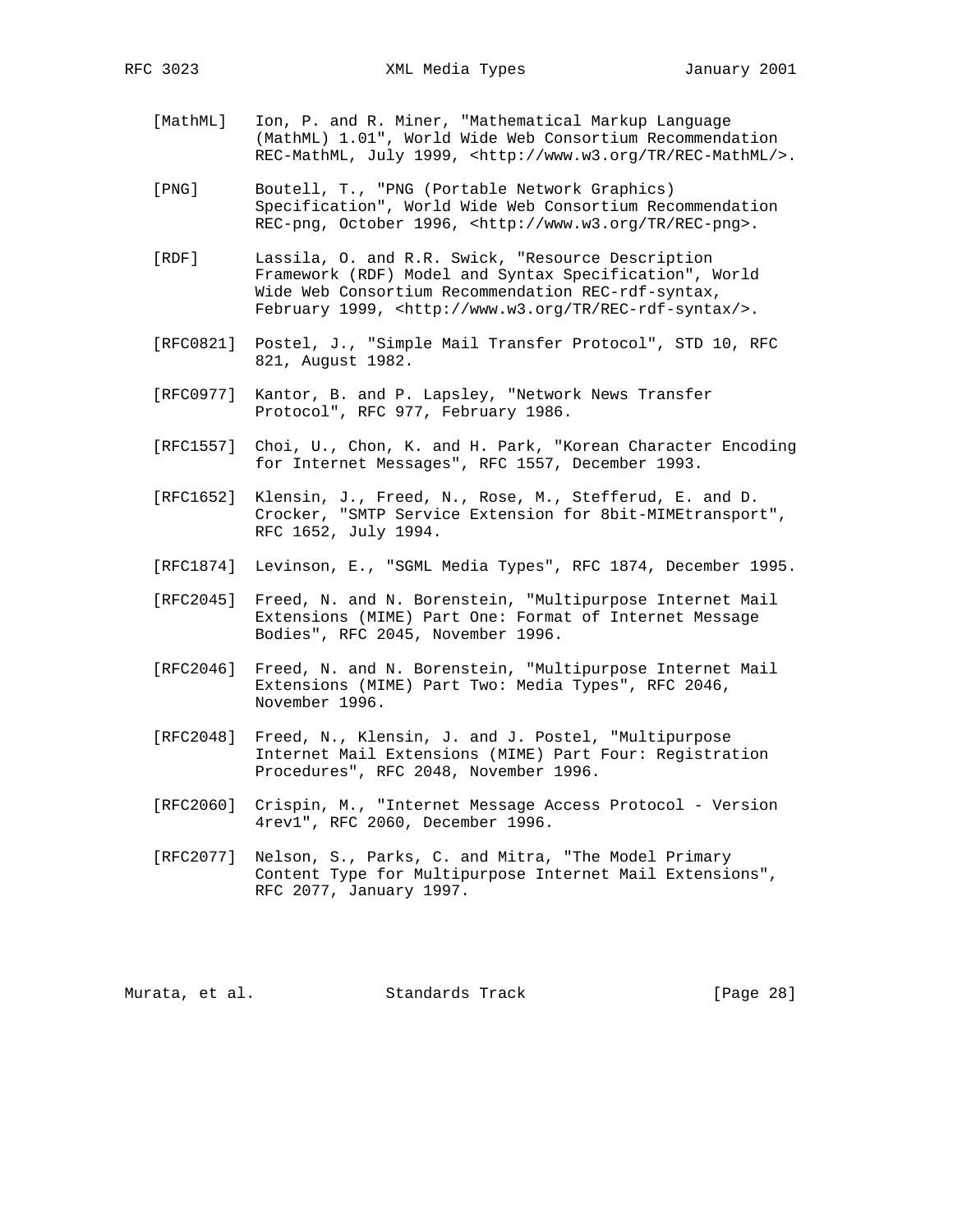[MathML] Ion, P. and R. Miner, "Mathematical Markup Language (MathML) 1.01", World Wide Web Consortium Recommendation REC-MathML, July 1999, <http://www.w3.org/TR/REC-MathML/>.

[PNG] Boutell, T., "PNG (Portable Network Graphics) Specification", World Wide Web Consortium Recommendation REC-png, October 1996, <http://www.w3.org/TR/REC-png>.

[RDF] Lassila, O. and R.R. Swick, "Resource Description Framework (RDF) Model and Syntax Specification", World Wide Web Consortium Recommendation REC-rdf-syntax, February 1999, <http://www.w3.org/TR/REC-rdf-syntax/>.

[RFC0821] Postel, J., "Simple Mail Transfer Protocol", STD 10, RFC 821, August 1982.

[RFC0977] Kantor, B. and P. Lapsley, "Network News Transfer Protocol", RFC 977, February 1986.

[RFC1557] Choi, U., Chon, K. and H. Park, "Korean Character Encoding for Internet Messages", RFC 1557, December 1993.

[RFC1652] Klensin, J., Freed, N., Rose, M., Stefferud, E. and D. Crocker, "SMTP Service Extension for 8bit-MIMEtransport", RFC 1652, July 1994.

[RFC1874] Levinson, E., "SGML Media Types", RFC 1874, December 1995.

[RFC2045] Freed, N. and N. Borenstein, "Multipurpose Internet Mail Extensions (MIME) Part One: Format of Internet Message Bodies", RFC 2045, November 1996.

[RFC2046] Freed, N. and N. Borenstein, "Multipurpose Internet Mail Extensions (MIME) Part Two: Media Types", RFC 2046, November 1996.

[RFC2048] Freed, N., Klensin, J. and J. Postel, "Multipurpose Internet Mail Extensions (MIME) Part Four: Registration Procedures", RFC 2048, November 1996.

[RFC2060] Crispin, M., "Internet Message Access Protocol - Version 4rev1", RFC 2060, December 1996.

[RFC2077] Nelson, S., Parks, C. and Mitra, "The Model Primary Content Type for Multipurpose Internet Mail Extensions", RFC 2077, January 1997.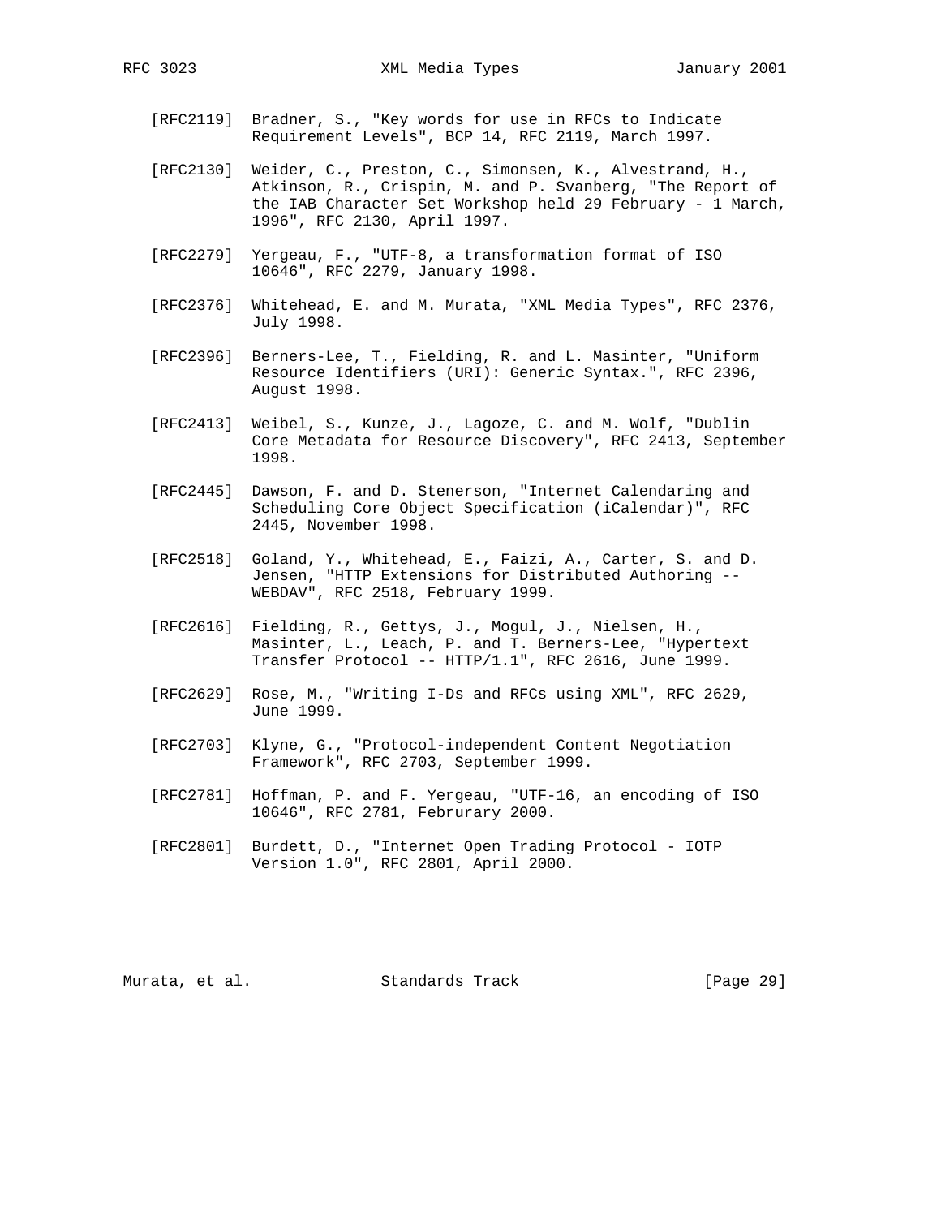[RFC2119] Bradner, S., "Key words for use in RFCs to Indicate Requirement Levels", BCP 14, RFC 2119, March 1997.

[RFC2130] Weider, C., Preston, C., Simonsen, K., Alvestrand, H., Atkinson, R., Crispin, M. and P. Svanberg, "The Report of the IAB Character Set Workshop held 29 February - 1 March, 1996", RFC 2130, April 1997.

[RFC2279] Yergeau, F., "UTF-8, a transformation format of ISO 10646", RFC 2279, January 1998.

[RFC2376] Whitehead, E. and M. Murata, "XML Media Types", RFC 2376, July 1998.

[RFC2396] Berners-Lee, T., Fielding, R. and L. Masinter, "Uniform Resource Identifiers (URI): Generic Syntax.", RFC 2396, August 1998.

[RFC2413] Weibel, S., Kunze, J., Lagoze, C. and M. Wolf, "Dublin Core Metadata for Resource Discovery", RFC 2413, September 1998.

[RFC2445] Dawson, F. and D. Stenerson, "Internet Calendaring and Scheduling Core Object Specification (iCalendar)", RFC 2445, November 1998.

[RFC2518] Goland, Y., Whitehead, E., Faizi, A., Carter, S. and D. Jensen, "HTTP Extensions for Distributed Authoring -- WEBDAV", RFC 2518, February 1999.

[RFC2616] Fielding, R., Gettys, J., Mogul, J., Nielsen, H., Masinter, L., Leach, P. and T. Berners-Lee, "Hypertext Transfer Protocol -- HTTP/1.1", RFC 2616, June 1999.

[RFC2629] Rose, M., "Writing I-Ds and RFCs using XML", RFC 2629, June 1999.

[RFC2703] Klyne, G., "Protocol-independent Content Negotiation Framework", RFC 2703, September 1999.

[RFC2781] Hoffman, P. and F. Yergeau, "UTF-16, an encoding of ISO 10646", RFC 2781, Februrary 2000.

[RFC2801] Burdett, D., "Internet Open Trading Protocol - IOTP Version 1.0", RFC 2801, April 2000.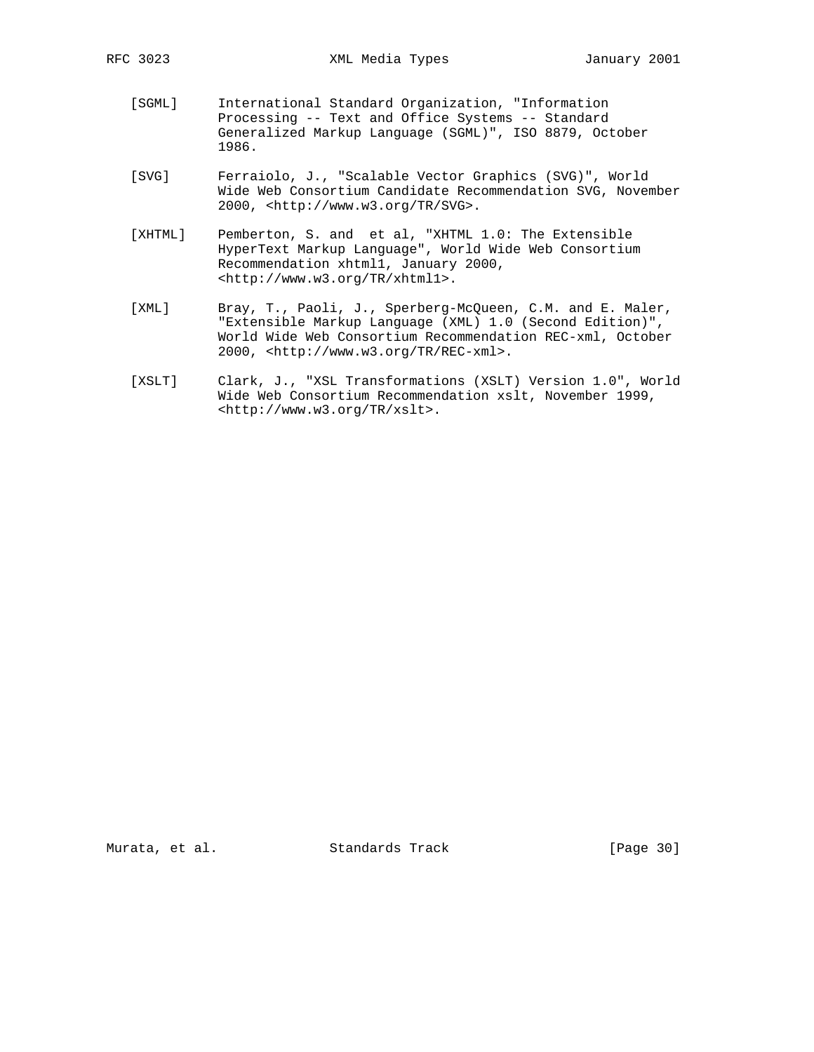[SGML] International Standard Organization, "Information Processing -- Text and Office Systems -- Standard Generalized Markup Language (SGML)", ISO 8879, October 1986.

[SVG] Ferraiolo, J., "Scalable Vector Graphics (SVG)", World Wide Web Consortium Candidate Recommendation SVG, November 2000, <http://www.w3.org/TR/SVG>.

[XHTML] Pemberton, S. and  et al, "XHTML 1.0: The Extensible HyperText Markup Language", World Wide Web Consortium Recommendation xhtml1, January 2000, <http://www.w3.org/TR/xhtml1>.

[XML] Bray, T., Paoli, J., Sperberg-McQueen, C.M. and E. Maler, "Extensible Markup Language (XML) 1.0 (Second Edition)", World Wide Web Consortium Recommendation REC-xml, October 2000, <http://www.w3.org/TR/REC-xml>.

[XSLT] Clark, J., "XSL Transformations (XSLT) Version 1.0", World Wide Web Consortium Recommendation xslt, November 1999, <http://www.w3.org/TR/xslt>.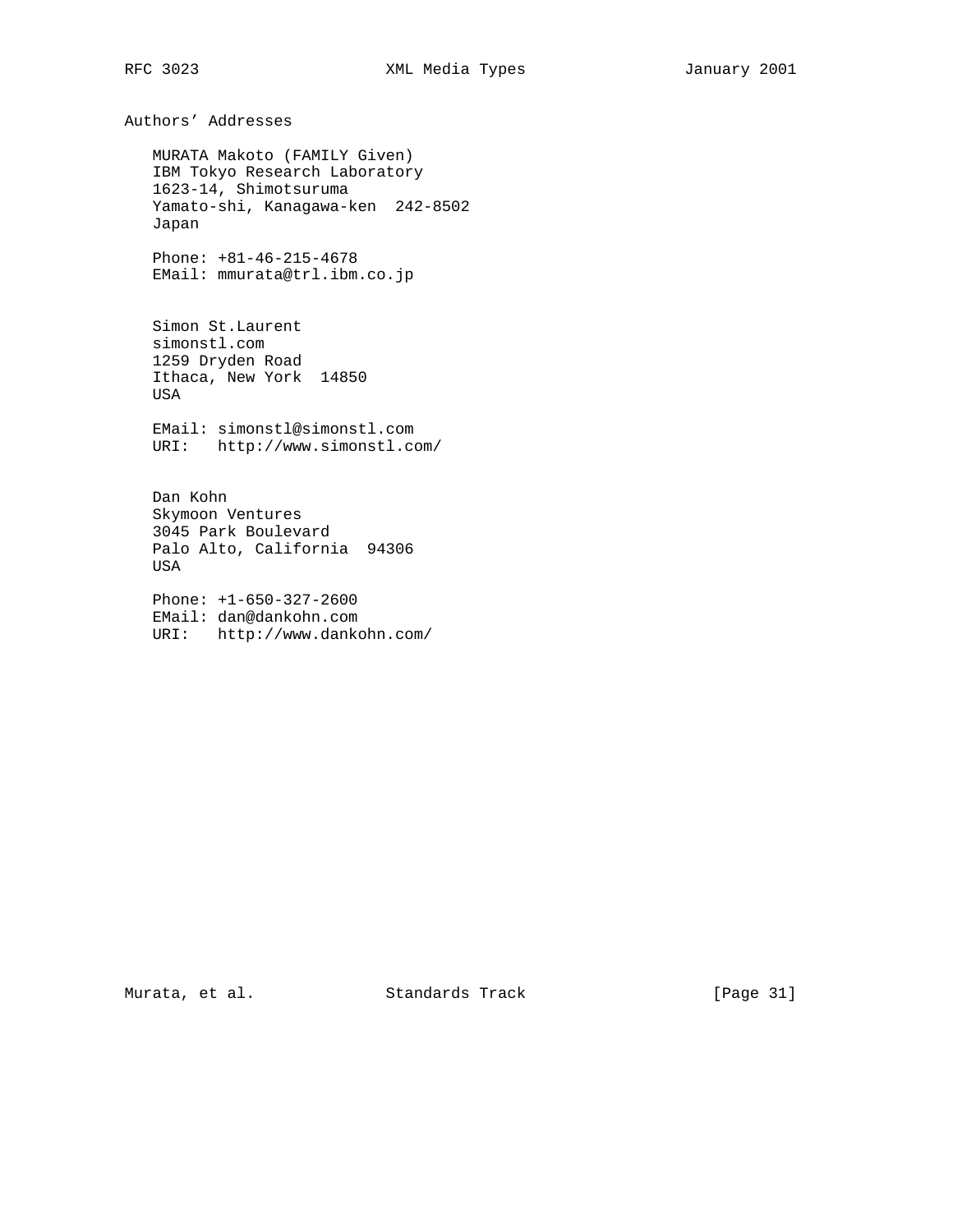## Authors' Addresses

MURATA Makoto (FAMILY Given)
IBM Tokyo Research Laboratory
1623-14, Shimotsuruma
Yamato-shi, Kanagawa-ken  242-8502
Japan

Phone: +81-46-215-4678
EMail: mmurata@trl.ibm.co.jp

Simon St.Laurent
simonstl.com
1259 Dryden Road
Ithaca, New York  14850
USA

EMail: simonstl@simonstl.com
URI:   http://www.simonstl.com/

Dan Kohn
Skymoon Ventures
3045 Park Boulevard
Palo Alto, California  94306
USA

Phone: +1-650-327-2600
EMail: dan@dankohn.com
URI:   http://www.dankohn.com/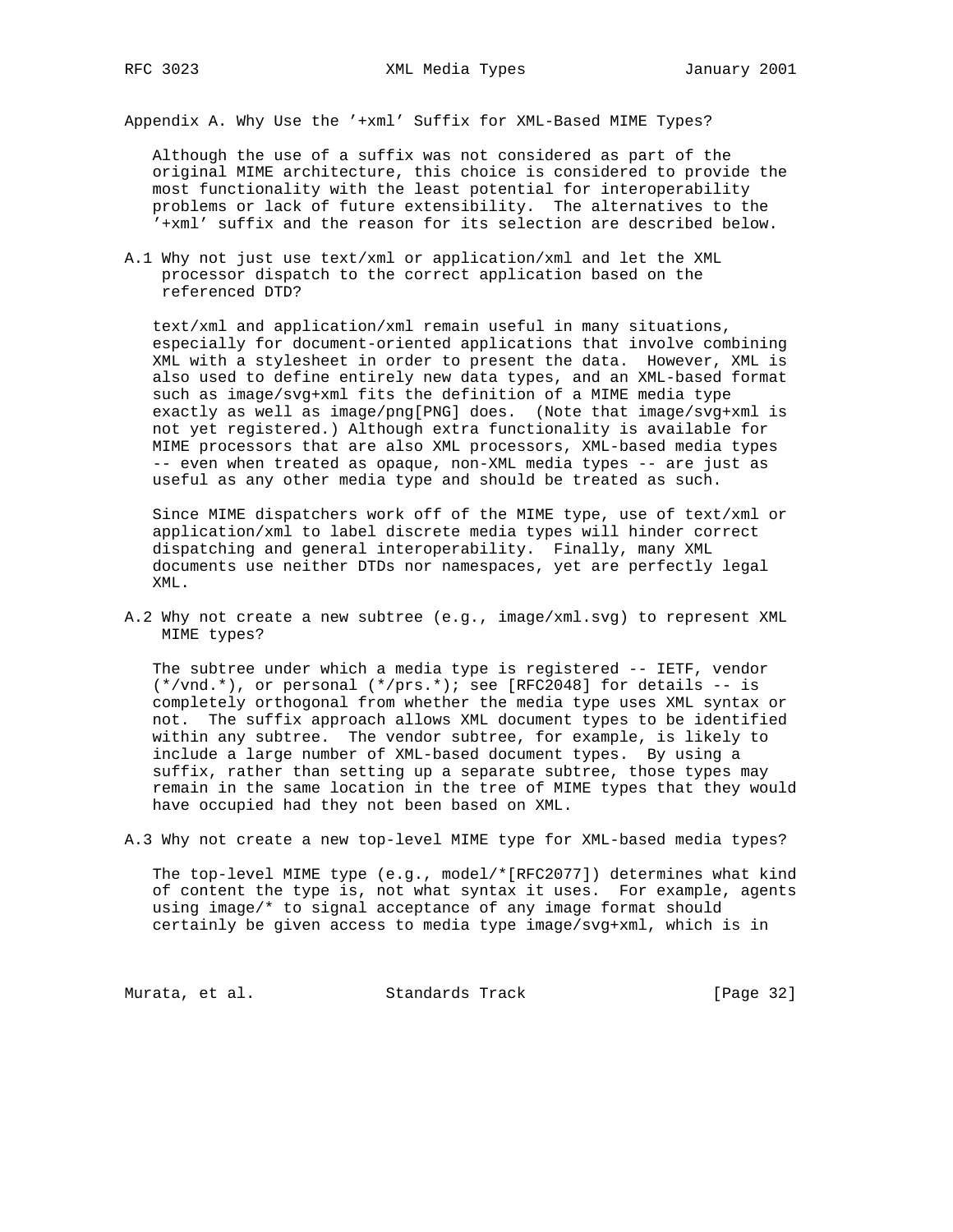## Appendix A. Why Use the '+xml' Suffix for XML-Based MIME Types?

Although the use of a suffix was not considered as part of the original MIME architecture, this choice is considered to provide the most functionality with the least potential for interoperability problems or lack of future extensibility. The alternatives to the '+xml' suffix and the reason for its selection are described below.

### A.1 Why not just use text/xml or application/xml and let the XML processor dispatch to the correct application based on the referenced DTD?

text/xml and application/xml remain useful in many situations, especially for document-oriented applications that involve combining XML with a stylesheet in order to present the data. However, XML is also used to define entirely new data types, and an XML-based format such as image/svg+xml fits the definition of a MIME media type exactly as well as image/png[PNG] does. (Note that image/svg+xml is not yet registered.) Although extra functionality is available for MIME processors that are also XML processors, XML-based media types -- even when treated as opaque, non-XML media types -- are just as useful as any other media type and should be treated as such.

Since MIME dispatchers work off of the MIME type, use of text/xml or application/xml to label discrete media types will hinder correct dispatching and general interoperability. Finally, many XML documents use neither DTDs nor namespaces, yet are perfectly legal XML.

### A.2 Why not create a new subtree (e.g., image/xml.svg) to represent XML MIME types?

The subtree under which a media type is registered -- IETF, vendor (*/vnd.*), or personal (*/prs.*); see [RFC2048] for details -- is completely orthogonal from whether the media type uses XML syntax or not. The suffix approach allows XML document types to be identified within any subtree. The vendor subtree, for example, is likely to include a large number of XML-based document types. By using a suffix, rather than setting up a separate subtree, those types may remain in the same location in the tree of MIME types that they would have occupied had they not been based on XML.

### A.3 Why not create a new top-level MIME type for XML-based media types?

The top-level MIME type (e.g., model/*[RFC2077]) determines what kind of content the type is, not what syntax it uses. For example, agents using image/* to signal acceptance of any image format should certainly be given access to media type image/svg+xml, which is in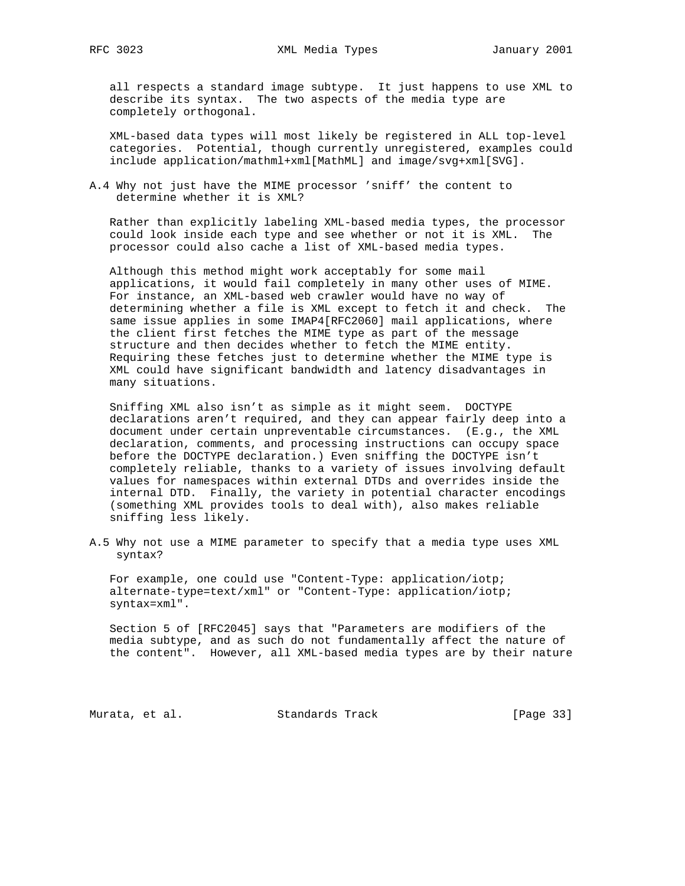all respects a standard image subtype. It just happens to use XML to describe its syntax. The two aspects of the media type are completely orthogonal.

XML-based data types will most likely be registered in ALL top-level categories. Potential, though currently unregistered, examples could include application/mathml+xml[MathML] and image/svg+xml[SVG].

### A.4 Why not just have the MIME processor 'sniff' the content to determine whether it is XML?

Rather than explicitly labeling XML-based media types, the processor could look inside each type and see whether or not it is XML. The processor could also cache a list of XML-based media types.

Although this method might work acceptably for some mail applications, it would fail completely in many other uses of MIME. For instance, an XML-based web crawler would have no way of determining whether a file is XML except to fetch it and check. The same issue applies in some IMAP4[RFC2060] mail applications, where the client first fetches the MIME type as part of the message structure and then decides whether to fetch the MIME entity. Requiring these fetches just to determine whether the MIME type is XML could have significant bandwidth and latency disadvantages in many situations.

Sniffing XML also isn't as simple as it might seem. DOCTYPE declarations aren't required, and they can appear fairly deep into a document under certain unpreventable circumstances. (E.g., the XML declaration, comments, and processing instructions can occupy space before the DOCTYPE declaration.) Even sniffing the DOCTYPE isn't completely reliable, thanks to a variety of issues involving default values for namespaces within external DTDs and overrides inside the internal DTD. Finally, the variety in potential character encodings (something XML provides tools to deal with), also makes reliable sniffing less likely.

### A.5 Why not use a MIME parameter to specify that a media type uses XML syntax?

For example, one could use "Content-Type: application/iotp; alternate-type=text/xml" or "Content-Type: application/iotp; syntax=xml".

Section 5 of [RFC2045] says that "Parameters are modifiers of the media subtype, and as such do not fundamentally affect the nature of the content". However, all XML-based media types are by their nature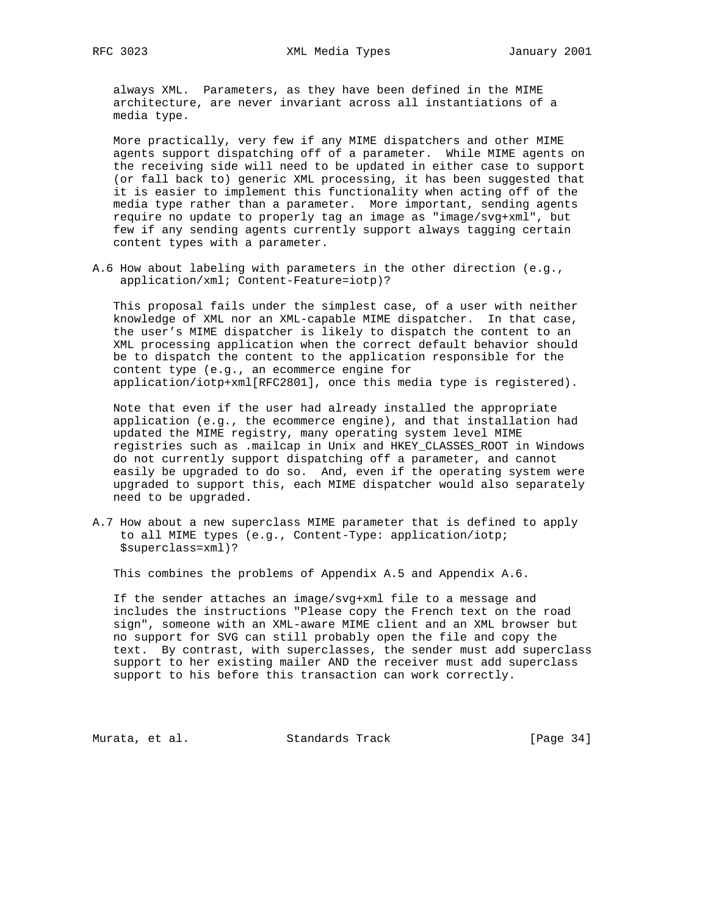always XML. Parameters, as they have been defined in the MIME architecture, are never invariant across all instantiations of a media type.

More practically, very few if any MIME dispatchers and other MIME agents support dispatching off of a parameter. While MIME agents on the receiving side will need to be updated in either case to support (or fall back to) generic XML processing, it has been suggested that it is easier to implement this functionality when acting off of the media type rather than a parameter. More important, sending agents require no update to properly tag an image as "image/svg+xml", but few if any sending agents currently support always tagging certain content types with a parameter.

### A.6 How about labeling with parameters in the other direction (e.g., application/xml; Content-Feature=iotp)?

This proposal fails under the simplest case, of a user with neither knowledge of XML nor an XML-capable MIME dispatcher. In that case, the user's MIME dispatcher is likely to dispatch the content to an XML processing application when the correct default behavior should be to dispatch the content to the application responsible for the content type (e.g., an ecommerce engine for application/iotp+xml[RFC2801], once this media type is registered).

Note that even if the user had already installed the appropriate application (e.g., the ecommerce engine), and that installation had updated the MIME registry, many operating system level MIME registries such as .mailcap in Unix and HKEY_CLASSES_ROOT in Windows do not currently support dispatching off a parameter, and cannot easily be upgraded to do so. And, even if the operating system were upgraded to support this, each MIME dispatcher would also separately need to be upgraded.

### A.7 How about a new superclass MIME parameter that is defined to apply to all MIME types (e.g., Content-Type: application/iotp; $superclass=xml)?

This combines the problems of Appendix A.5 and Appendix A.6.

If the sender attaches an image/svg+xml file to a message and includes the instructions "Please copy the French text on the road sign", someone with an XML-aware MIME client and an XML browser but no support for SVG can still probably open the file and copy the text. By contrast, with superclasses, the sender must add superclass support to her existing mailer AND the receiver must add superclass support to his before this transaction can work correctly.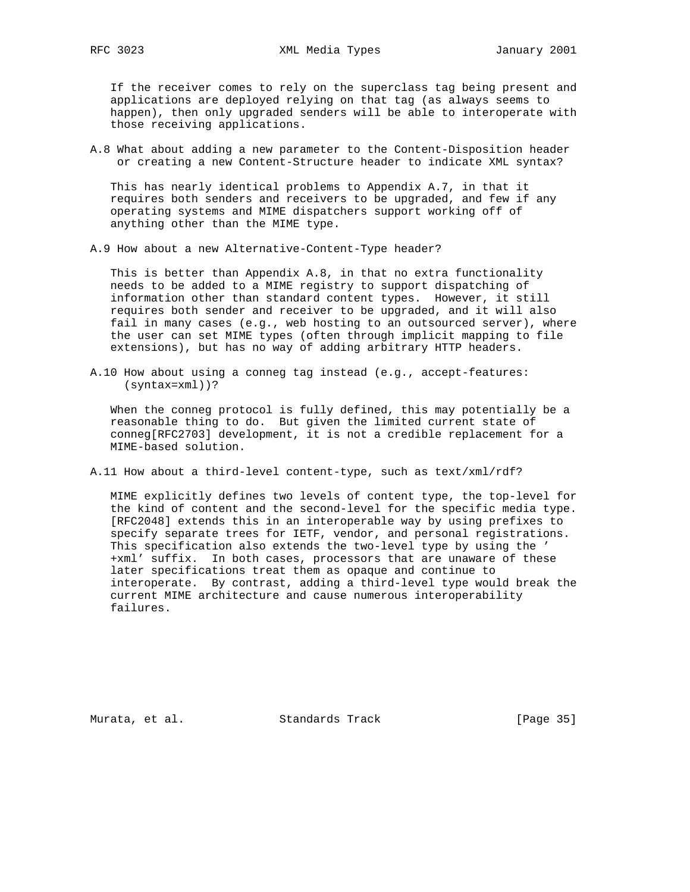If the receiver comes to rely on the superclass tag being present and applications are deployed relying on that tag (as always seems to happen), then only upgraded senders will be able to interoperate with those receiving applications.

### A.8 What about adding a new parameter to the Content-Disposition header or creating a new Content-Structure header to indicate XML syntax?

This has nearly identical problems to Appendix A.7, in that it requires both senders and receivers to be upgraded, and few if any operating systems and MIME dispatchers support working off of anything other than the MIME type.

### A.9 How about a new Alternative-Content-Type header?

This is better than Appendix A.8, in that no extra functionality needs to be added to a MIME registry to support dispatching of information other than standard content types. However, it still requires both sender and receiver to be upgraded, and it will also fail in many cases (e.g., web hosting to an outsourced server), where the user can set MIME types (often through implicit mapping to file extensions), but has no way of adding arbitrary HTTP headers.

### A.10 How about using a conneg tag instead (e.g., accept-features: (syntax=xml))?

When the conneg protocol is fully defined, this may potentially be a reasonable thing to do. But given the limited current state of conneg[RFC2703] development, it is not a credible replacement for a MIME-based solution.

### A.11 How about a third-level content-type, such as text/xml/rdf?

MIME explicitly defines two levels of content type, the top-level for the kind of content and the second-level for the specific media type. [RFC2048] extends this in an interoperable way by using prefixes to specify separate trees for IETF, vendor, and personal registrations. This specification also extends the two-level type by using the '+xml' suffix. In both cases, processors that are unaware of these later specifications treat them as opaque and continue to interoperate. By contrast, adding a third-level type would break the current MIME architecture and cause numerous interoperability failures.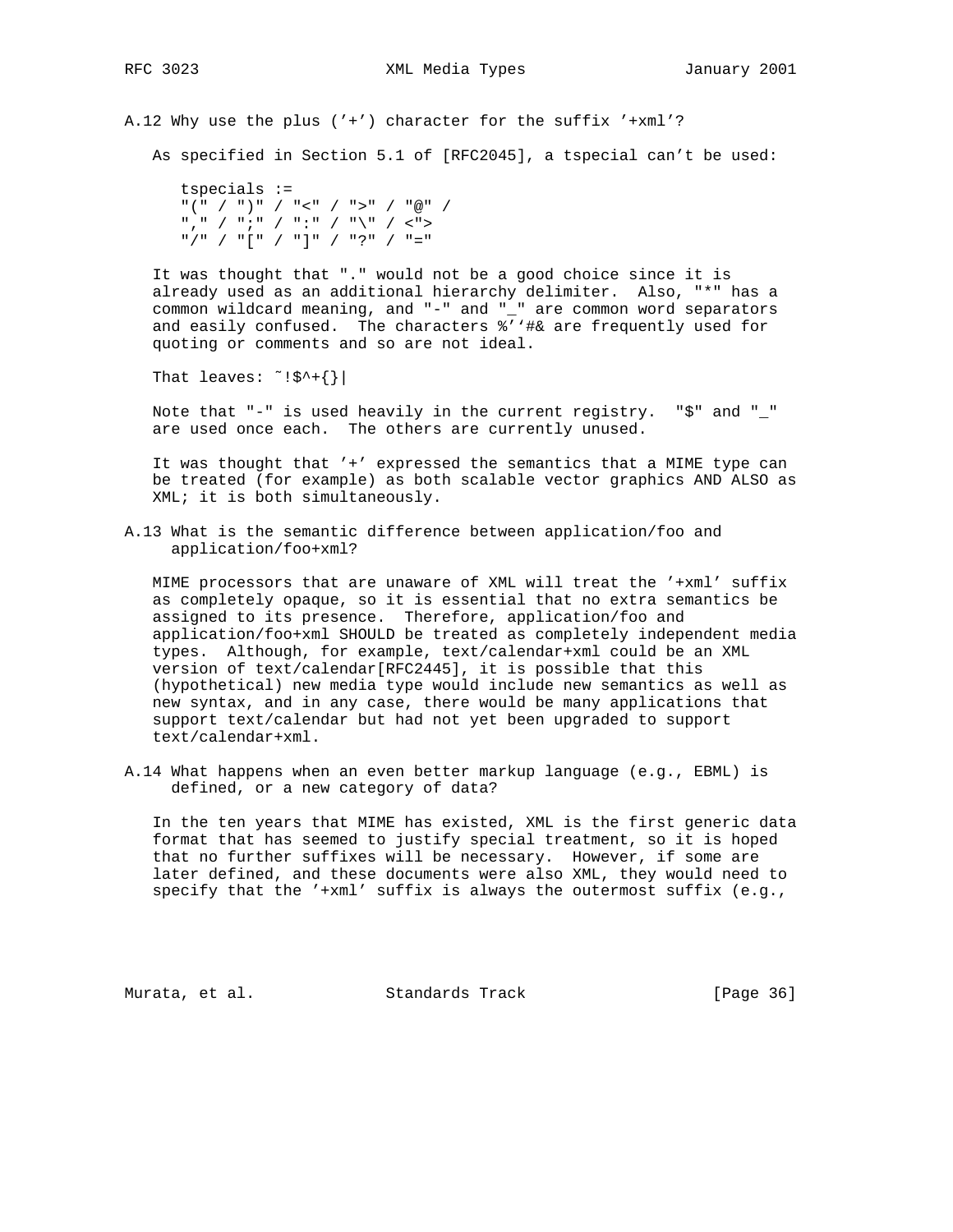### A.12 Why use the plus ('+') character for the suffix '+xml'?

As specified in Section 5.1 of [RFC2045], a tspecial can't be used:

```
tspecials :=
"(" / ")" / "<" / ">" / "@" /
"," / ";" / ":" / "\" / <">
"/" / "[" / "]" / "?" / "="
```

It was thought that "." would not be a good choice since it is already used as an additional hierarchy delimiter. Also, "*" has a common wildcard meaning, and "-" and "_" are common word separators and easily confused. The characters %'`#& are frequently used for quoting or comments and so are not ideal.

That leaves: ~!$^+{}|

Note that "-" is used heavily in the current registry. "$" and "_" are used once each. The others are currently unused.

It was thought that '+' expressed the semantics that a MIME type can be treated (for example) as both scalable vector graphics AND ALSO as XML; it is both simultaneously.

### A.13 What is the semantic difference between application/foo and application/foo+xml?

MIME processors that are unaware of XML will treat the '+xml' suffix as completely opaque, so it is essential that no extra semantics be assigned to its presence. Therefore, application/foo and application/foo+xml SHOULD be treated as completely independent media types. Although, for example, text/calendar+xml could be an XML version of text/calendar[RFC2445], it is possible that this (hypothetical) new media type would include new semantics as well as new syntax, and in any case, there would be many applications that support text/calendar but had not yet been upgraded to support text/calendar+xml.

### A.14 What happens when an even better markup language (e.g., EBML) is defined, or a new category of data?

In the ten years that MIME has existed, XML is the first generic data format that has seemed to justify special treatment, so it is hoped that no further suffixes will be necessary. However, if some are later defined, and these documents were also XML, they would need to specify that the '+xml' suffix is always the outermost suffix (e.g.,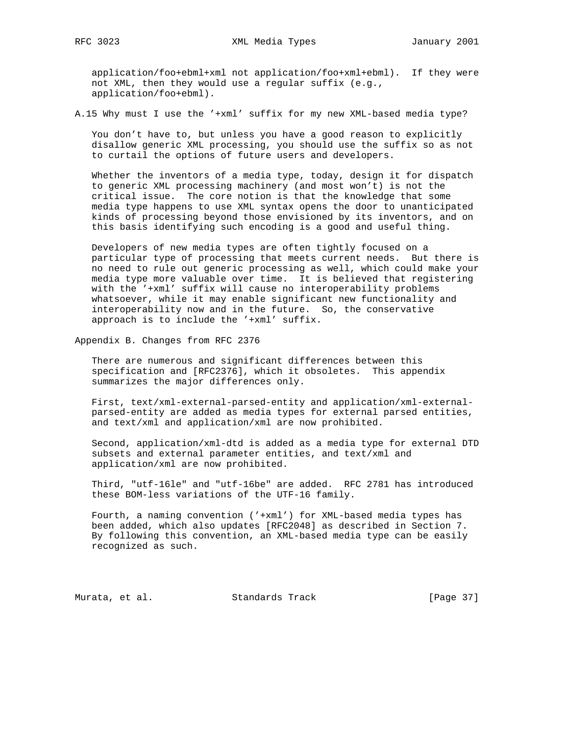application/foo+ebml+xml not application/foo+xml+ebml). If they were not XML, then they would use a regular suffix (e.g., application/foo+ebml).

### A.15 Why must I use the '+xml' suffix for my new XML-based media type?

You don't have to, but unless you have a good reason to explicitly disallow generic XML processing, you should use the suffix so as not to curtail the options of future users and developers.

Whether the inventors of a media type, today, design it for dispatch to generic XML processing machinery (and most won't) is not the critical issue. The core notion is that the knowledge that some media type happens to use XML syntax opens the door to unanticipated kinds of processing beyond those envisioned by its inventors, and on this basis identifying such encoding is a good and useful thing.

Developers of new media types are often tightly focused on a particular type of processing that meets current needs. But there is no need to rule out generic processing as well, which could make your media type more valuable over time. It is believed that registering with the '+xml' suffix will cause no interoperability problems whatsoever, while it may enable significant new functionality and interoperability now and in the future. So, the conservative approach is to include the '+xml' suffix.

## Appendix B. Changes from RFC 2376

There are numerous and significant differences between this specification and [RFC2376], which it obsoletes. This appendix summarizes the major differences only.

First, text/xml-external-parsed-entity and application/xml-external-parsed-entity are added as media types for external parsed entities, and text/xml and application/xml are now prohibited.

Second, application/xml-dtd is added as a media type for external DTD subsets and external parameter entities, and text/xml and application/xml are now prohibited.

Third, "utf-16le" and "utf-16be" are added. RFC 2781 has introduced these BOM-less variations of the UTF-16 family.

Fourth, a naming convention ('+xml') for XML-based media types has been added, which also updates [RFC2048] as described in Section 7. By following this convention, an XML-based media type can be easily recognized as such.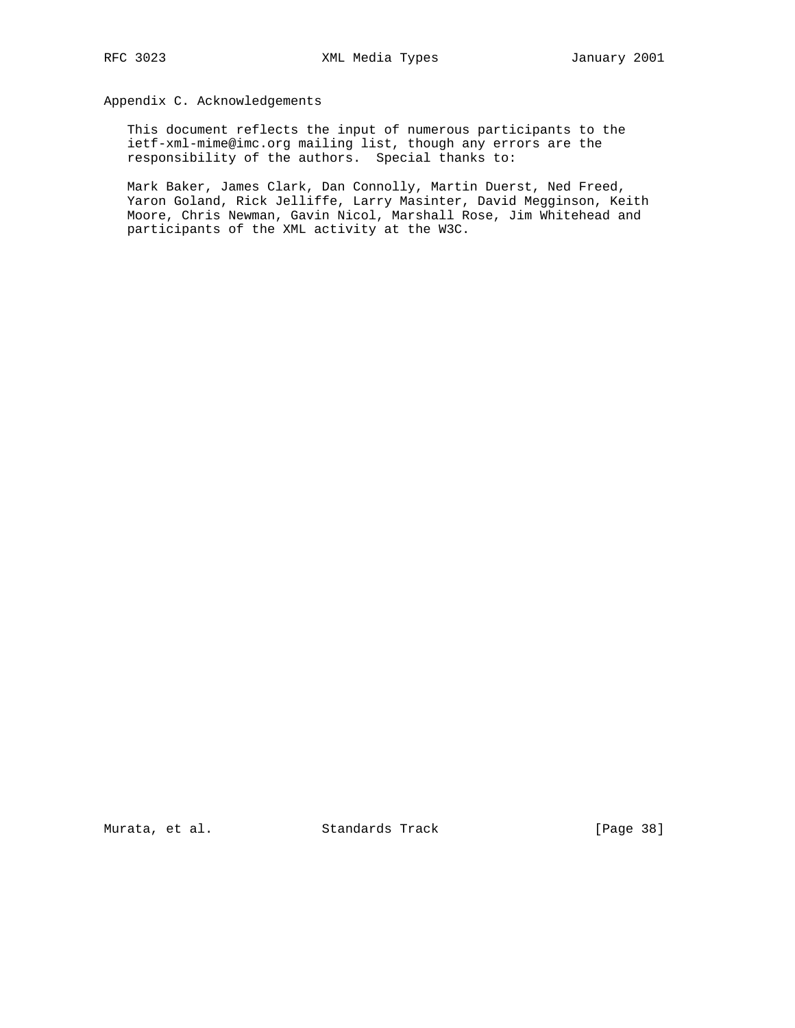## Appendix C. Acknowledgements

This document reflects the input of numerous participants to the ietf-xml-mime@imc.org mailing list, though any errors are the responsibility of the authors. Special thanks to:

Mark Baker, James Clark, Dan Connolly, Martin Duerst, Ned Freed, Yaron Goland, Rick Jelliffe, Larry Masinter, David Megginson, Keith Moore, Chris Newman, Gavin Nicol, Marshall Rose, Jim Whitehead and participants of the XML activity at the W3C.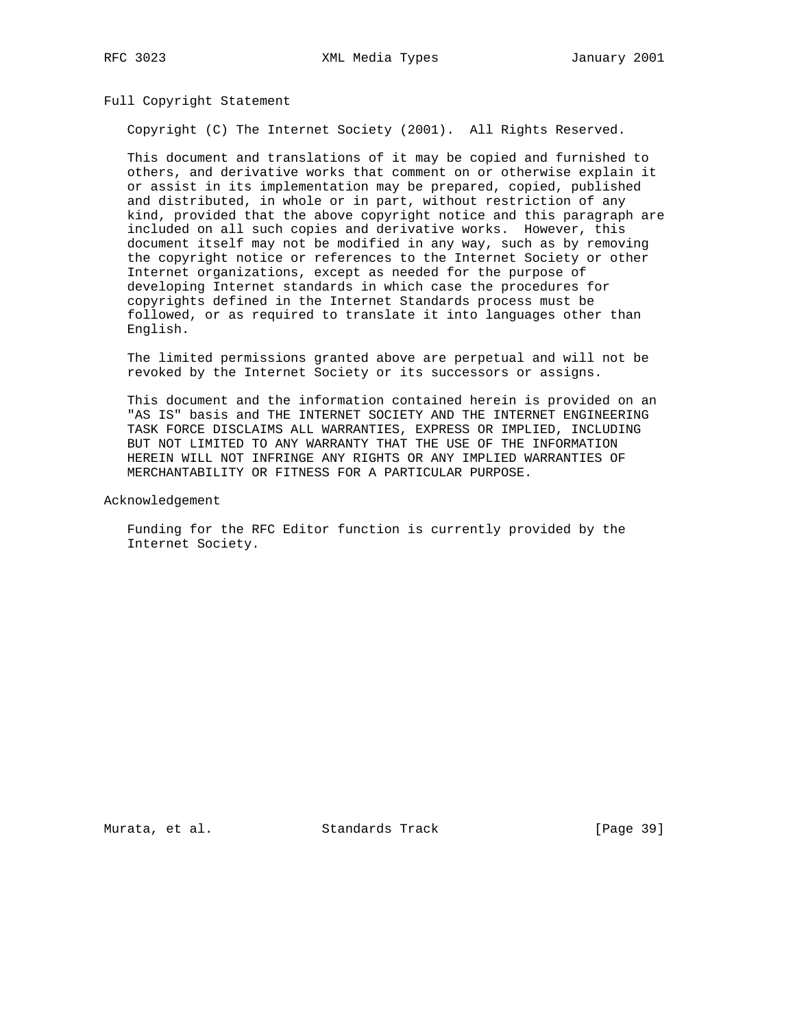## Full Copyright Statement

Copyright (C) The Internet Society (2001). All Rights Reserved.

This document and translations of it may be copied and furnished to others, and derivative works that comment on or otherwise explain it or assist in its implementation may be prepared, copied, published and distributed, in whole or in part, without restriction of any kind, provided that the above copyright notice and this paragraph are included on all such copies and derivative works. However, this document itself may not be modified in any way, such as by removing the copyright notice or references to the Internet Society or other Internet organizations, except as needed for the purpose of developing Internet standards in which case the procedures for copyrights defined in the Internet Standards process must be followed, or as required to translate it into languages other than English.

The limited permissions granted above are perpetual and will not be revoked by the Internet Society or its successors or assigns.

This document and the information contained herein is provided on an "AS IS" basis and THE INTERNET SOCIETY AND THE INTERNET ENGINEERING TASK FORCE DISCLAIMS ALL WARRANTIES, EXPRESS OR IMPLIED, INCLUDING BUT NOT LIMITED TO ANY WARRANTY THAT THE USE OF THE INFORMATION HEREIN WILL NOT INFRINGE ANY RIGHTS OR ANY IMPLIED WARRANTIES OF MERCHANTABILITY OR FITNESS FOR A PARTICULAR PURPOSE.

## Acknowledgement

Funding for the RFC Editor function is currently provided by the Internet Society.